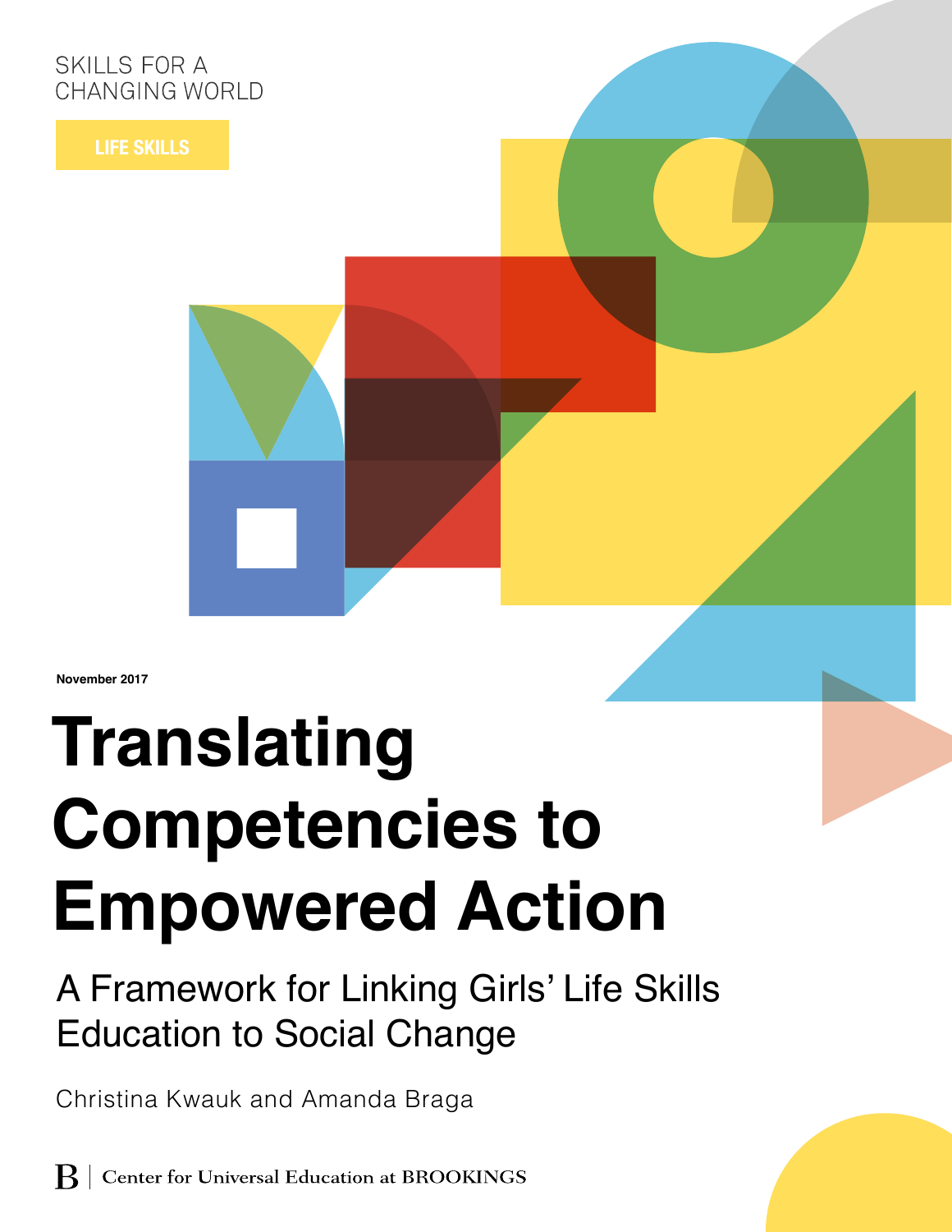SKILLS FOR A CHANGING WORLD

LIFE SKILLS

November 2017

# Translating Competencies to Empowered Action

## A Framework for Linking Girls' Life Skills Education to Social Change

Christina Kwauk and Amanda Braga

B | Center for Universal Education at BROOKINGS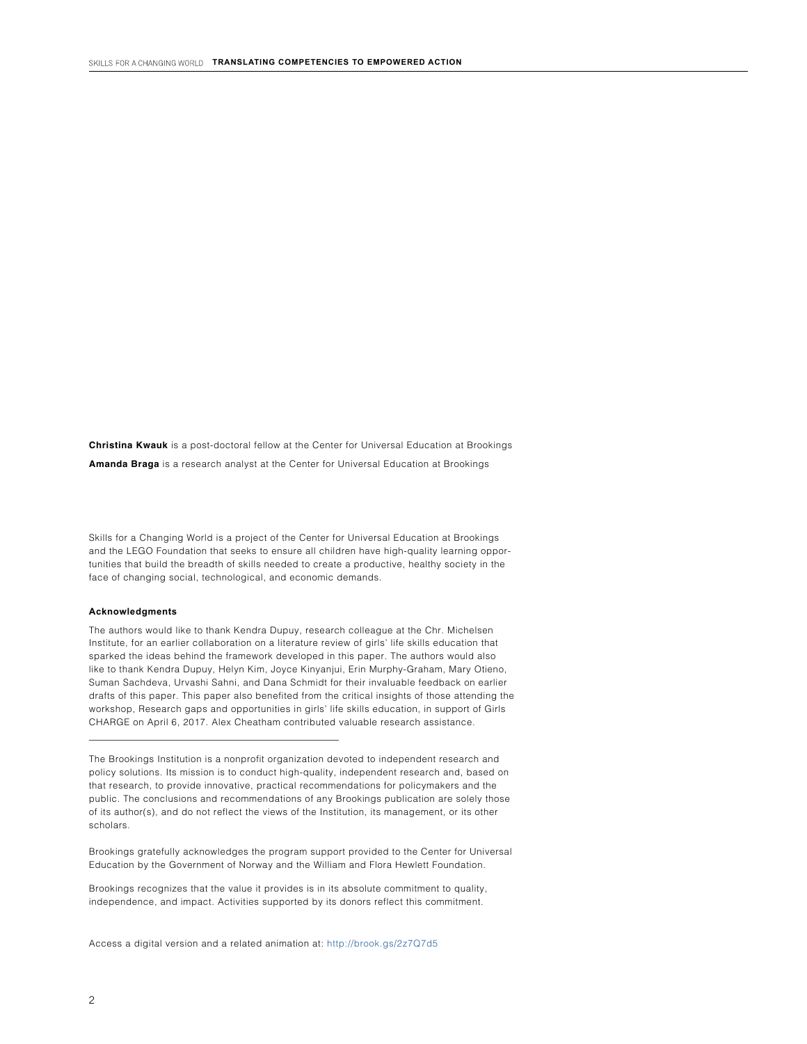**Christina Kwauk** is a post-doctoral fellow at the Center for Universal Education at Brookings

**Amanda Braga** is a research analyst at the Center for Universal Education at Brookings

Skills for a Changing World is a project of the Center for Universal Education at Brookings and the LEGO Foundation that seeks to ensure all children have high-quality learning opportunities that build the breadth of skills needed to create a productive, healthy society in the face of changing social, technological, and economic demands.

**Acknowledgments**

The authors would like to thank Kendra Dupuy, research colleague at the Chr. Michelsen Institute, for an earlier collaboration on a literature review of girls' life skills education that sparked the ideas behind the framework developed in this paper. The authors would also like to thank Kendra Dupuy, Helyn Kim, Joyce Kinyanjui, Erin Murphy-Graham, Mary Otieno, Suman Sachdeva, Urvashi Sahni, and Dana Schmidt for their invaluable feedback on earlier drafts of this paper. This paper also benefited from the critical insights of those attending the workshop, Research gaps and opportunities in girls' life skills education, in support of Girls CHARGE on April 6, 2017. Alex Cheatham contributed valuable research assistance.

---

The Brookings Institution is a nonprofit organization devoted to independent research and policy solutions. Its mission is to conduct high-quality, independent research and, based on that research, to provide innovative, practical recommendations for policymakers and the public. The conclusions and recommendations of any Brookings publication are solely those of its author(s), and do not reflect the views of the Institution, its management, or its other scholars.

Brookings gratefully acknowledges the program support provided to the Center for Universal Education by the Government of Norway and the William and Flora Hewlett Foundation.

Brookings recognizes that the value it provides is in its absolute commitment to quality, independence, and impact. Activities supported by its donors reflect this commitment.

Access a digital version and a related animation at: http://brook.gs/2z7Q7d5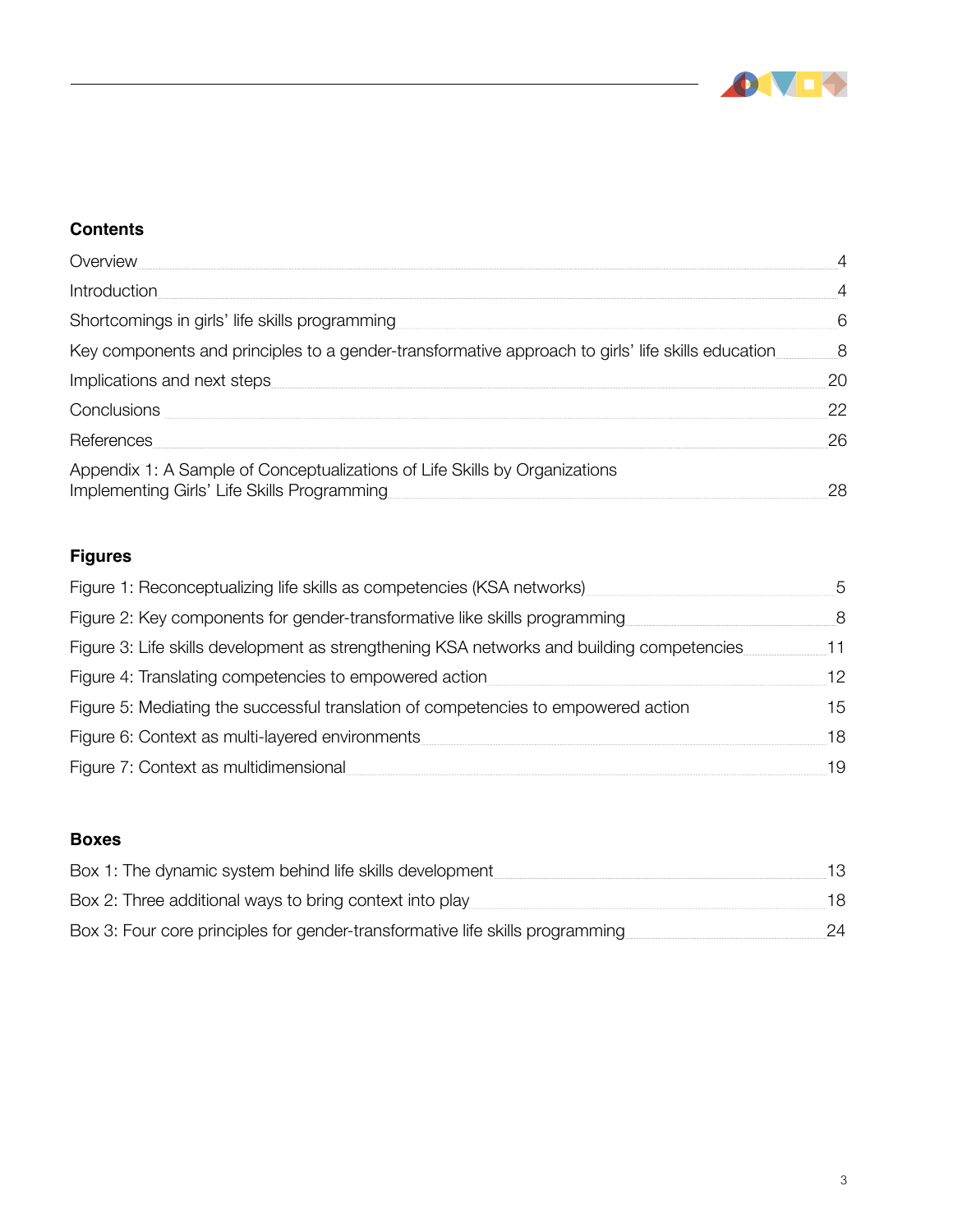## Contents

| | |
|---|---|
| Overview | 4 |
| Introduction | 4 |
| Shortcomings in girls' life skills programming | 6 |
| Key components and principles to a gender-transformative approach to girls' life skills education | 8 |
| Implications and next steps | 20 |
| Conclusions | 22 |
| References | 26 |
| Appendix 1: A Sample of Conceptualizations of Life Skills by Organizations Implementing Girls' Life Skills Programming | 28 |

## Figures

| | |
|---|---|
| Figure 1: Reconceptualizing life skills as competencies (KSA networks) | 5 |
| Figure 2: Key components for gender-transformative like skills programming | 8 |
| Figure 3: Life skills development as strengthening KSA networks and building competencies | 11 |
| Figure 4: Translating competencies to empowered action | 12 |
| Figure 5: Mediating the successful translation of competencies to empowered action | 15 |
| Figure 6: Context as multi-layered environments | 18 |
| Figure 7: Context as multidimensional | 19 |

## Boxes

| | |
|---|---|
| Box 1: The dynamic system behind life skills development | 13 |
| Box 2: Three additional ways to bring context into play | 18 |
| Box 3: Four core principles for gender-transformative life skills programming | 24 |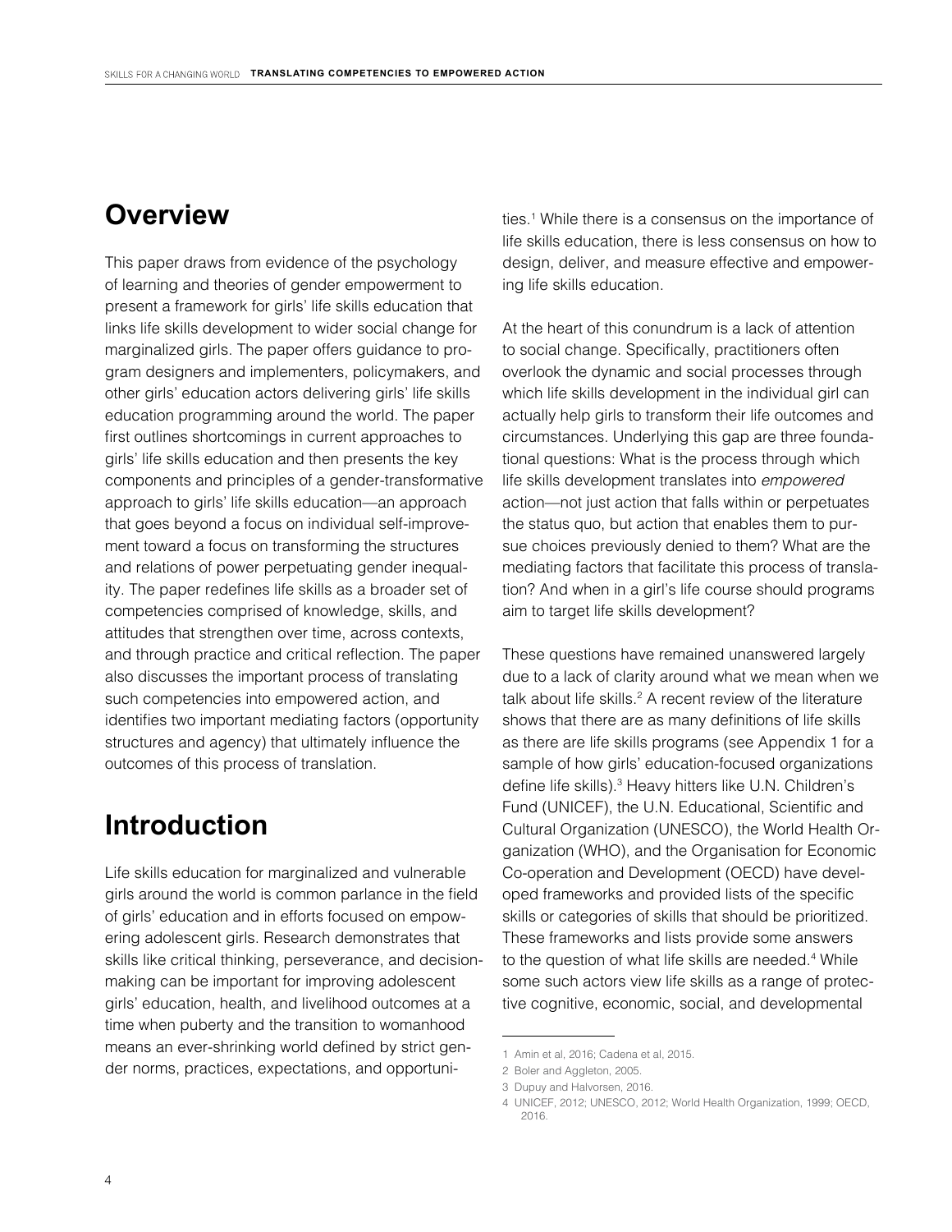## Overview

This paper draws from evidence of the psychology of learning and theories of gender empowerment to present a framework for girls' life skills education that links life skills development to wider social change for marginalized girls. The paper offers guidance to program designers and implementers, policymakers, and other girls' education actors delivering girls' life skills education programming around the world. The paper first outlines shortcomings in current approaches to girls' life skills education and then presents the key components and principles of a gender-transformative approach to girls' life skills education—an approach that goes beyond a focus on individual self-improvement toward a focus on transforming the structures and relations of power perpetuating gender inequality. The paper redefines life skills as a broader set of competencies comprised of knowledge, skills, and attitudes that strengthen over time, across contexts, and through practice and critical reflection. The paper also discusses the important process of translating such competencies into empowered action, and identifies two important mediating factors (opportunity structures and agency) that ultimately influence the outcomes of this process of translation.

## Introduction

Life skills education for marginalized and vulnerable girls around the world is common parlance in the field of girls' education and in efforts focused on empowering adolescent girls. Research demonstrates that skills like critical thinking, perseverance, and decision-making can be important for improving adolescent girls' education, health, and livelihood outcomes at a time when puberty and the transition to womanhood means an ever-shrinking world defined by strict gender norms, practices, expectations, and opportunities.[1] While there is a consensus on the importance of life skills education, there is less consensus on how to design, deliver, and measure effective and empowering life skills education.

At the heart of this conundrum is a lack of attention to social change. Specifically, practitioners often overlook the dynamic and social processes through which life skills development in the individual girl can actually help girls to transform their life outcomes and circumstances. Underlying this gap are three foundational questions: What is the process through which life skills development translates into *empowered* action—not just action that falls within or perpetuates the status quo, but action that enables them to pursue choices previously denied to them? What are the mediating factors that facilitate this process of translation? And when in a girl's life course should programs aim to target life skills development?

These questions have remained unanswered largely due to a lack of clarity around what we mean when we talk about life skills.[2] A recent review of the literature shows that there are as many definitions of life skills as there are life skills programs (see Appendix 1 for a sample of how girls' education-focused organizations define life skills).[3] Heavy hitters like U.N. Children's Fund (UNICEF), the U.N. Educational, Scientific and Cultural Organization (UNESCO), the World Health Organization (WHO), and the Organisation for Economic Co-operation and Development (OECD) have developed frameworks and provided lists of the specific skills or categories of skills that should be prioritized. These frameworks and lists provide some answers to the question of what life skills are needed.[4] While some such actors view life skills as a range of protective cognitive, economic, social, and developmental

1 Amin et al, 2016; Cadena et al, 2015.

2 Boler and Aggleton, 2005.

3 Dupuy and Halvorsen, 2016.

4 UNICEF, 2012; UNESCO, 2012; World Health Organization, 1999; OECD, 2016.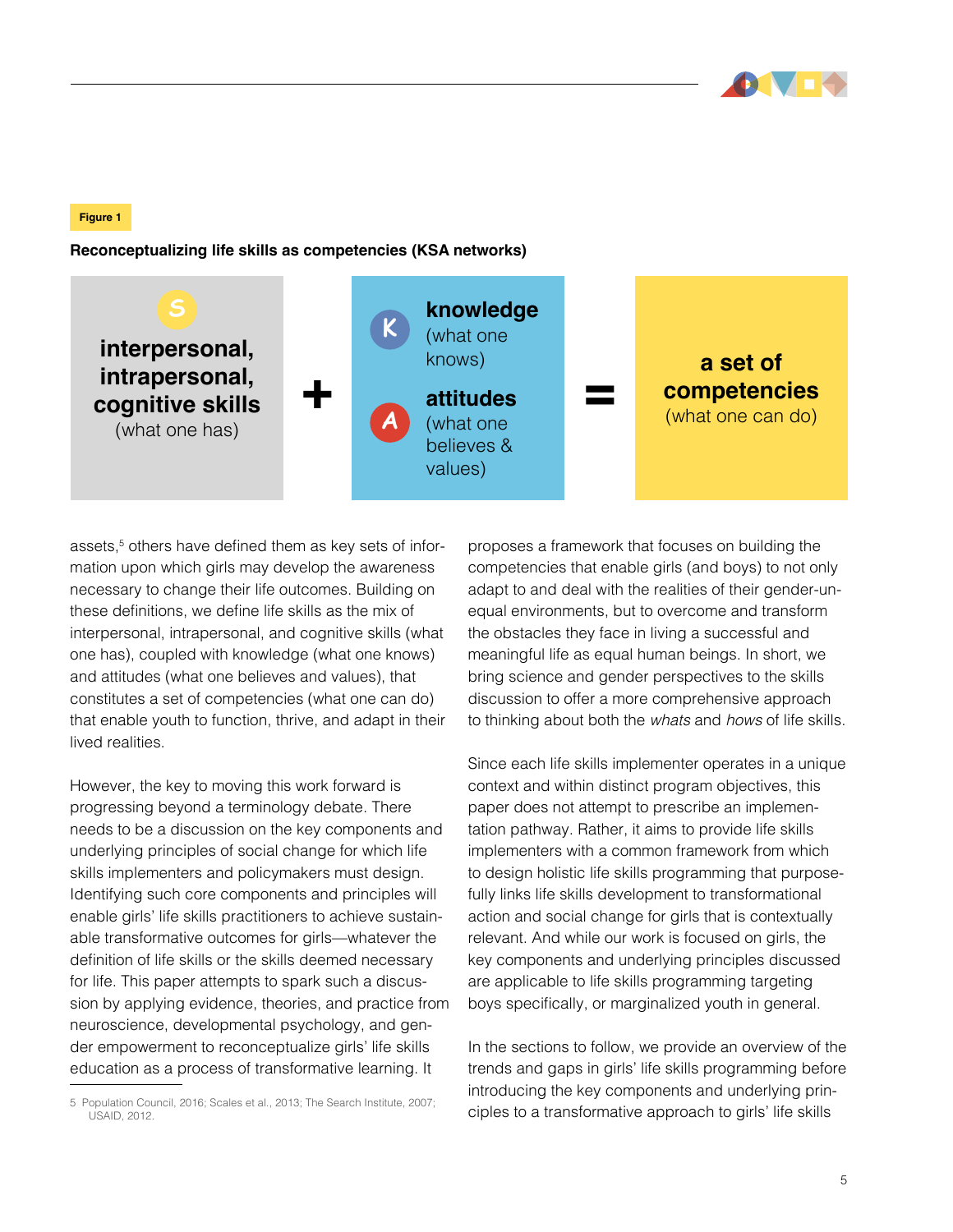**Figure 1**

**Reconceptualizing life skills as competencies (KSA networks)**

| S | | K / A | | |
|---|---|---|---|---|
| **interpersonal, intrapersonal, cognitive skills** (what one has) | + | **knowledge** (what one knows) **attitudes** (what one believes & values) | = | **a set of competencies** (what one can do) |

assets,[5] others have defined them as key sets of information upon which girls may develop the awareness necessary to change their life outcomes. Building on these definitions, we define life skills as the mix of interpersonal, intrapersonal, and cognitive skills (what one has), coupled with knowledge (what one knows) and attitudes (what one believes and values), that constitutes a set of competencies (what one can do) that enable youth to function, thrive, and adapt in their lived realities.

However, the key to moving this work forward is progressing beyond a terminology debate. There needs to be a discussion on the key components and underlying principles of social change for which life skills implementers and policymakers must design. Identifying such core components and principles will enable girls' life skills practitioners to achieve sustainable transformative outcomes for girls—whatever the definition of life skills or the skills deemed necessary for life. This paper attempts to spark such a discussion by applying evidence, theories, and practice from neuroscience, developmental psychology, and gender empowerment to reconceptualize girls' life skills education as a process of transformative learning. It proposes a framework that focuses on building the competencies that enable girls (and boys) to not only adapt to and deal with the realities of their gender-unequal environments, but to overcome and transform the obstacles they face in living a successful and meaningful life as equal human beings. In short, we bring science and gender perspectives to the skills discussion to offer a more comprehensive approach to thinking about both the *whats* and *hows* of life skills.

Since each life skills implementer operates in a unique context and within distinct program objectives, this paper does not attempt to prescribe an implementation pathway. Rather, it aims to provide life skills implementers with a common framework from which to design holistic life skills programming that purposefully links life skills development to transformational action and social change for girls that is contextually relevant. And while our work is focused on girls, the key components and underlying principles discussed are applicable to life skills programming targeting boys specifically, or marginalized youth in general.

In the sections to follow, we provide an overview of the trends and gaps in girls' life skills programming before introducing the key components and underlying principles to a transformative approach to girls' life skills

5 Population Council, 2016; Scales et al., 2013; The Search Institute, 2007; USAID, 2012.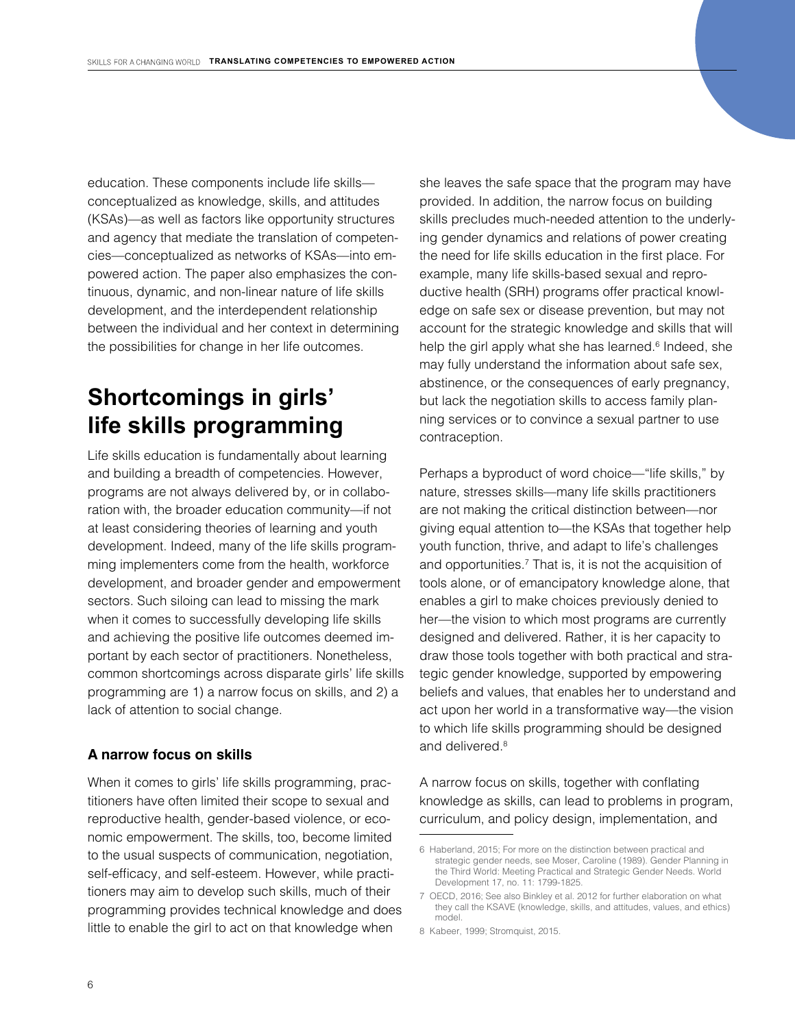education. These components include life skills—conceptualized as knowledge, skills, and attitudes (KSAs)—as well as factors like opportunity structures and agency that mediate the translation of competencies—conceptualized as networks of KSAs—into empowered action. The paper also emphasizes the continuous, dynamic, and non-linear nature of life skills development, and the interdependent relationship between the individual and her context in determining the possibilities for change in her life outcomes.

## Shortcomings in girls' life skills programming

Life skills education is fundamentally about learning and building a breadth of competencies. However, programs are not always delivered by, or in collaboration with, the broader education community—if not at least considering theories of learning and youth development. Indeed, many of the life skills programming implementers come from the health, workforce development, and broader gender and empowerment sectors. Such siloing can lead to missing the mark when it comes to successfully developing life skills and achieving the positive life outcomes deemed important by each sector of practitioners. Nonetheless, common shortcomings across disparate girls' life skills programming are 1) a narrow focus on skills, and 2) a lack of attention to social change.

### A narrow focus on skills

When it comes to girls' life skills programming, practitioners have often limited their scope to sexual and reproductive health, gender-based violence, or economic empowerment. The skills, too, become limited to the usual suspects of communication, negotiation, self-efficacy, and self-esteem. However, while practitioners may aim to develop such skills, much of their programming provides technical knowledge and does little to enable the girl to act on that knowledge when she leaves the safe space that the program may have provided. In addition, the narrow focus on building skills precludes much-needed attention to the underlying gender dynamics and relations of power creating the need for life skills education in the first place. For example, many life skills-based sexual and reproductive health (SRH) programs offer practical knowledge on safe sex or disease prevention, but may not account for the strategic knowledge and skills that will help the girl apply what she has learned.[6] Indeed, she may fully understand the information about safe sex, abstinence, or the consequences of early pregnancy, but lack the negotiation skills to access family planning services or to convince a sexual partner to use contraception.

Perhaps a byproduct of word choice—"life skills," by nature, stresses skills—many life skills practitioners are not making the critical distinction between—nor giving equal attention to—the KSAs that together help youth function, thrive, and adapt to life's challenges and opportunities.[7] That is, it is not the acquisition of tools alone, or of emancipatory knowledge alone, that enables a girl to make choices previously denied to her—the vision to which most programs are currently designed and delivered. Rather, it is her capacity to draw those tools together with both practical and strategic gender knowledge, supported by empowering beliefs and values, that enables her to understand and act upon her world in a transformative way—the vision to which life skills programming should be designed and delivered.[8]

A narrow focus on skills, together with conflating knowledge as skills, can lead to problems in program, curriculum, and policy design, implementation, and

---

6 Haberland, 2015; For more on the distinction between practical and strategic gender needs, see Moser, Caroline (1989). Gender Planning in the Third World: Meeting Practical and Strategic Gender Needs. World Development 17, no. 11: 1799-1825.

7 OECD, 2016; See also Binkley et al. 2012 for further elaboration on what they call the KSAVE (knowledge, skills, and attitudes, values, and ethics) model.

8 Kabeer, 1999; Stromquist, 2015.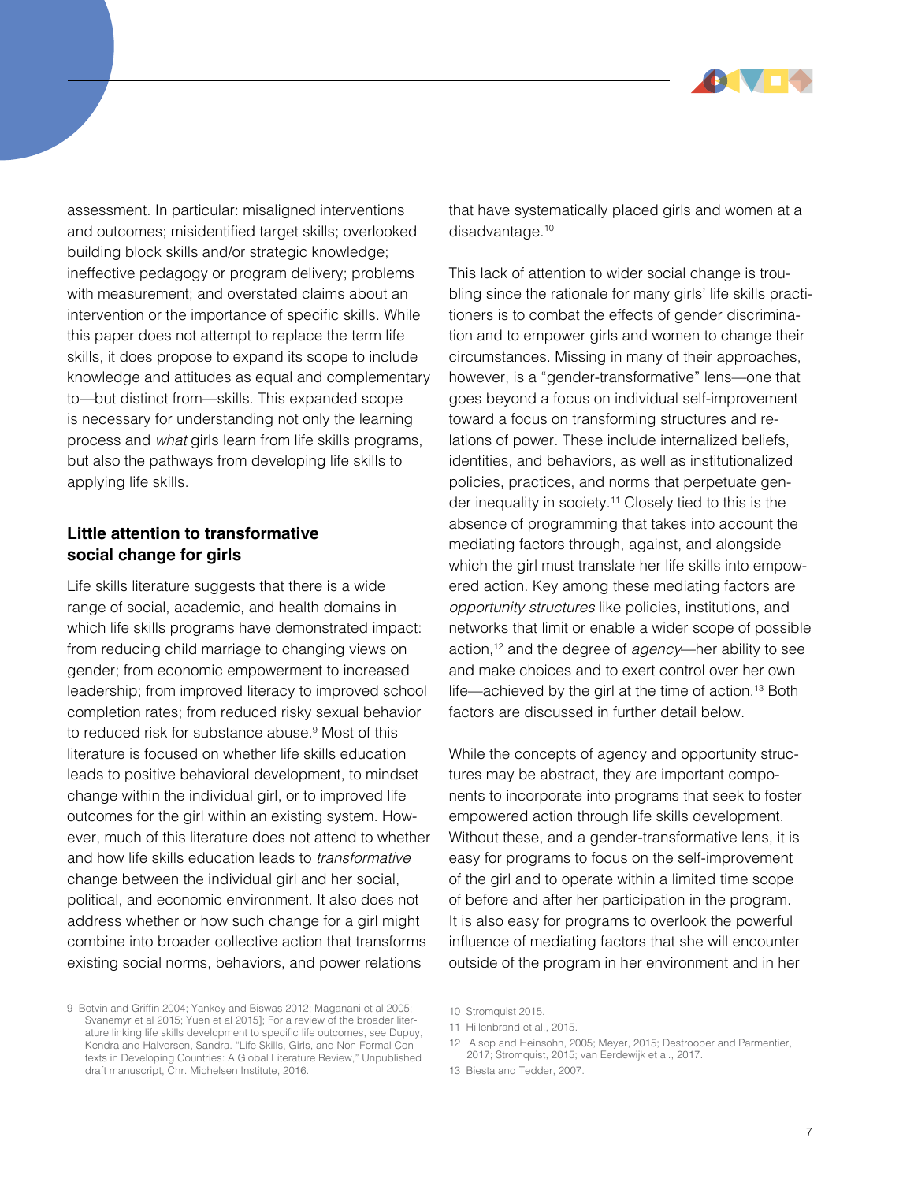assessment. In particular: misaligned interventions and outcomes; misidentified target skills; overlooked building block skills and/or strategic knowledge; ineffective pedagogy or program delivery; problems with measurement; and overstated claims about an intervention or the importance of specific skills. While this paper does not attempt to replace the term life skills, it does propose to expand its scope to include knowledge and attitudes as equal and complementary to—but distinct from—skills. This expanded scope is necessary for understanding not only the learning process and *what* girls learn from life skills programs, but also the pathways from developing life skills to applying life skills.

### Little attention to transformative social change for girls

Life skills literature suggests that there is a wide range of social, academic, and health domains in which life skills programs have demonstrated impact: from reducing child marriage to changing views on gender; from economic empowerment to increased leadership; from improved literacy to improved school completion rates; from reduced risky sexual behavior to reduced risk for substance abuse.[9] Most of this literature is focused on whether life skills education leads to positive behavioral development, to mindset change within the individual girl, or to improved life outcomes for the girl within an existing system. However, much of this literature does not attend to whether and how life skills education leads to *transformative* change between the individual girl and her social, political, and economic environment. It also does not address whether or how such change for a girl might combine into broader collective action that transforms existing social norms, behaviors, and power relations that have systematically placed girls and women at a disadvantage.[10]

This lack of attention to wider social change is troubling since the rationale for many girls' life skills practitioners is to combat the effects of gender discrimination and to empower girls and women to change their circumstances. Missing in many of their approaches, however, is a "gender-transformative" lens—one that goes beyond a focus on individual self-improvement toward a focus on transforming structures and relations of power. These include internalized beliefs, identities, and behaviors, as well as institutionalized policies, practices, and norms that perpetuate gender inequality in society.[11] Closely tied to this is the absence of programming that takes into account the mediating factors through, against, and alongside which the girl must translate her life skills into empowered action. Key among these mediating factors are *opportunity structures* like policies, institutions, and networks that limit or enable a wider scope of possible action,[12] and the degree of *agency*—her ability to see and make choices and to exert control over her own life—achieved by the girl at the time of action.[13] Both factors are discussed in further detail below.

While the concepts of agency and opportunity structures may be abstract, they are important components to incorporate into programs that seek to foster empowered action through life skills development. Without these, and a gender-transformative lens, it is easy for programs to focus on the self-improvement of the girl and to operate within a limited time scope of before and after her participation in the program. It is also easy for programs to overlook the powerful influence of mediating factors that she will encounter outside of the program in her environment and in her

---

9 Botvin and Griffin 2004; Yankey and Biswas 2012; Maganani et al 2005; Svanemyr et al 2015; Yuen et al 2015]; For a review of the broader literature linking life skills development to specific life outcomes, see Dupuy, Kendra and Halvorsen, Sandra. "Life Skills, Girls, and Non-Formal Contexts in Developing Countries: A Global Literature Review," Unpublished draft manuscript, Chr. Michelsen Institute, 2016.

10 Stromquist 2015.

11 Hillenbrand et al., 2015.

12 Alsop and Heinsohn, 2005; Meyer, 2015; Destrooper and Parmentier, 2017; Stromquist, 2015; van Eerdewijk et al., 2017.

13 Biesta and Tedder, 2007.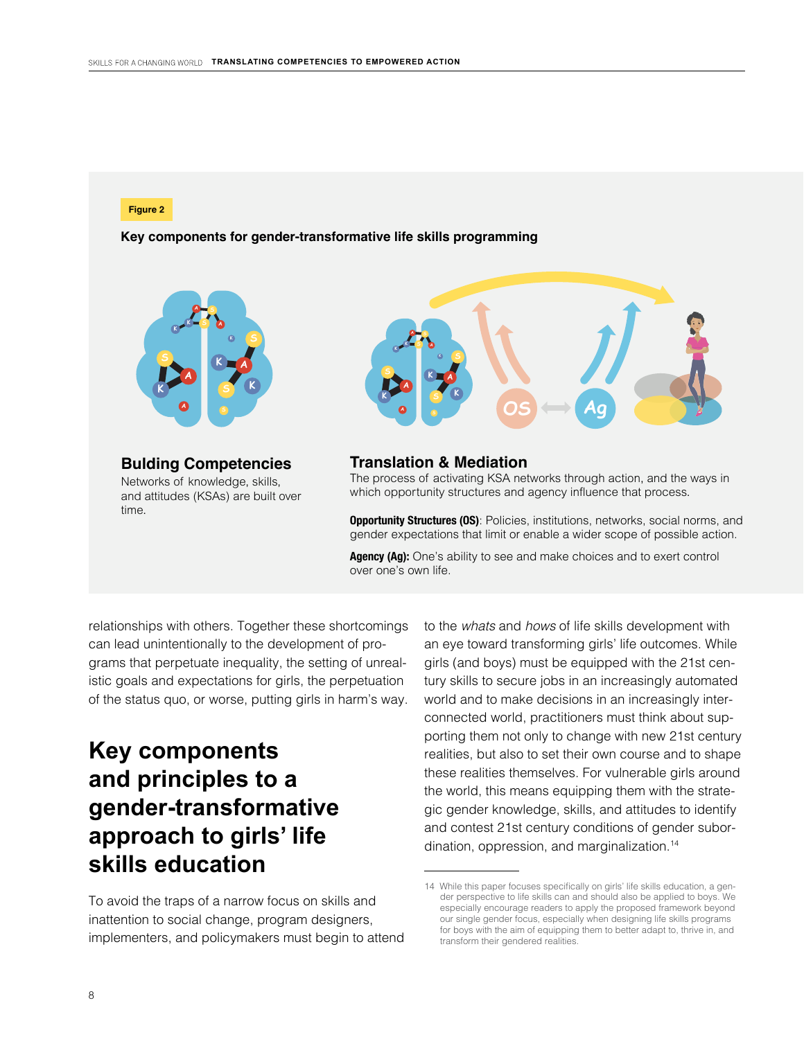Figure 2

**Key components for gender-transformative life skills programming**

**Bulding Competencies**
Networks of knowledge, skills, and attitudes (KSAs) are built over time.

**Translation & Mediation**
The process of activating KSA networks through action, and the ways in which opportunity structures and agency influence that process.

**Opportunity Structures (OS)**: Policies, institutions, networks, social norms, and gender expectations that limit or enable a wider scope of possible action.

**Agency (Ag):** One's ability to see and make choices and to exert control over one's own life.

relationships with others. Together these shortcomings can lead unintentionally to the development of programs that perpetuate inequality, the setting of unrealistic goals and expectations for girls, the perpetuation of the status quo, or worse, putting girls in harm's way.

## Key components and principles to a gender-transformative approach to girls' life skills education

To avoid the traps of a narrow focus on skills and inattention to social change, program designers, implementers, and policymakers must begin to attend to the *whats* and *hows* of life skills development with an eye toward transforming girls' life outcomes. While girls (and boys) must be equipped with the 21st century skills to secure jobs in an increasingly automated world and to make decisions in an increasingly interconnected world, practitioners must think about supporting them not only to change with new 21st century realities, but also to set their own course and to shape these realities themselves. For vulnerable girls around the world, this means equipping them with the strategic gender knowledge, skills, and attitudes to identify and contest 21st century conditions of gender subordination, oppression, and marginalization.[14]

14 While this paper focuses specifically on girls' life skills education, a gender perspective to life skills can and should also be applied to boys. We especially encourage readers to apply the proposed framework beyond our single gender focus, especially when designing life skills programs for boys with the aim of equipping them to better adapt to, thrive in, and transform their gendered realities.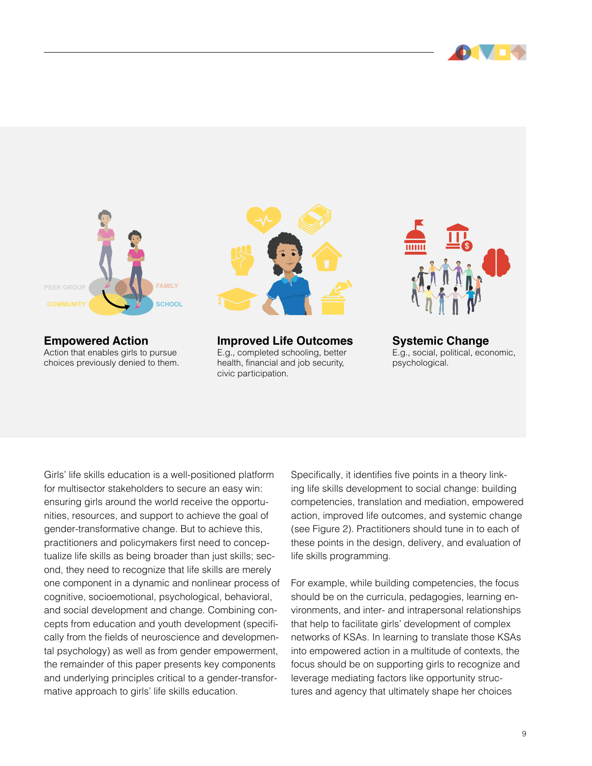PEER GROUP FAMILY COMMUNITY SCHOOL

**Empowered Action**
Action that enables girls to pursue choices previously denied to them.

**Improved Life Outcomes**
E.g., completed schooling, better health, financial and job security, civic participation.

**Systemic Change**
E.g., social, political, economic, psychological.

Girls' life skills education is a well-positioned platform for multisector stakeholders to secure an easy win: ensuring girls around the world receive the opportunities, resources, and support to achieve the goal of gender-transformative change. But to achieve this, practitioners and policymakers first need to conceptualize life skills as being broader than just skills; second, they need to recognize that life skills are merely one component in a dynamic and nonlinear process of cognitive, socioemotional, psychological, behavioral, and social development and change. Combining concepts from education and youth development (specifically from the fields of neuroscience and developmental psychology) as well as from gender empowerment, the remainder of this paper presents key components and underlying principles critical to a gender-transformative approach to girls' life skills education.

Specifically, it identifies five points in a theory linking life skills development to social change: building competencies, translation and mediation, empowered action, improved life outcomes, and systemic change (see Figure 2). Practitioners should tune in to each of these points in the design, delivery, and evaluation of life skills programming.

For example, while building competencies, the focus should be on the curricula, pedagogies, learning environments, and inter- and intrapersonal relationships that help to facilitate girls' development of complex networks of KSAs. In learning to translate those KSAs into empowered action in a multitude of contexts, the focus should be on supporting girls to recognize and leverage mediating factors like opportunity structures and agency that ultimately shape her choices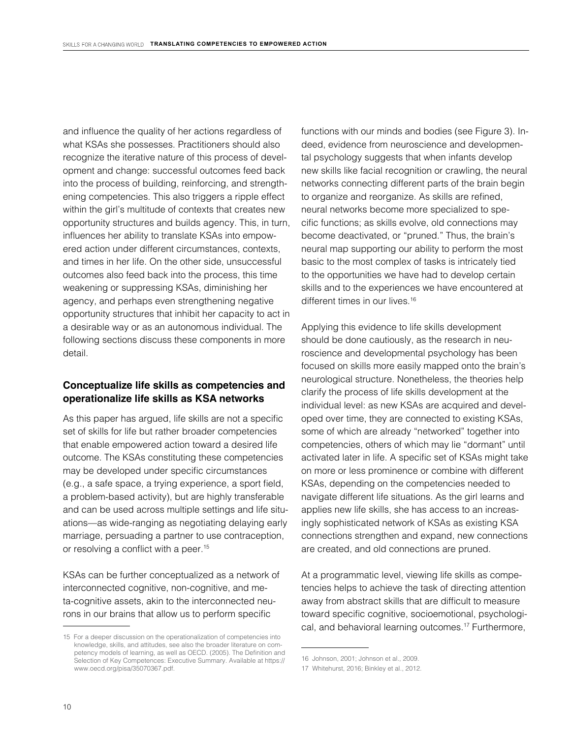and influence the quality of her actions regardless of what KSAs she possesses. Practitioners should also recognize the iterative nature of this process of development and change: successful outcomes feed back into the process of building, reinforcing, and strengthening competencies. This also triggers a ripple effect within the girl's multitude of contexts that creates new opportunity structures and builds agency. This, in turn, influences her ability to translate KSAs into empowered action under different circumstances, contexts, and times in her life. On the other side, unsuccessful outcomes also feed back into the process, this time weakening or suppressing KSAs, diminishing her agency, and perhaps even strengthening negative opportunity structures that inhibit her capacity to act in a desirable way or as an autonomous individual. The following sections discuss these components in more detail.

### Conceptualize life skills as competencies and operationalize life skills as KSA networks

As this paper has argued, life skills are not a specific set of skills for life but rather broader competencies that enable empowered action toward a desired life outcome. The KSAs constituting these competencies may be developed under specific circumstances (e.g., a safe space, a trying experience, a sport field, a problem-based activity), but are highly transferable and can be used across multiple settings and life situations—as wide-ranging as negotiating delaying early marriage, persuading a partner to use contraception, or resolving a conflict with a peer.[15]

KSAs can be further conceptualized as a network of interconnected cognitive, non-cognitive, and meta-cognitive assets, akin to the interconnected neurons in our brains that allow us to perform specific functions with our minds and bodies (see Figure 3). Indeed, evidence from neuroscience and developmental psychology suggests that when infants develop new skills like facial recognition or crawling, the neural networks connecting different parts of the brain begin to organize and reorganize. As skills are refined, neural networks become more specialized to specific functions; as skills evolve, old connections may become deactivated, or "pruned." Thus, the brain's neural map supporting our ability to perform the most basic to the most complex of tasks is intricately tied to the opportunities we have had to develop certain skills and to the experiences we have encountered at different times in our lives.[16]

Applying this evidence to life skills development should be done cautiously, as the research in neuroscience and developmental psychology has been focused on skills more easily mapped onto the brain's neurological structure. Nonetheless, the theories help clarify the process of life skills development at the individual level: as new KSAs are acquired and developed over time, they are connected to existing KSAs, some of which are already "networked" together into competencies, others of which may lie "dormant" until activated later in life. A specific set of KSAs might take on more or less prominence or combine with different KSAs, depending on the competencies needed to navigate different life situations. As the girl learns and applies new life skills, she has access to an increasingly sophisticated network of KSAs as existing KSA connections strengthen and expand, new connections are created, and old connections are pruned.

At a programmatic level, viewing life skills as competencies helps to achieve the task of directing attention away from abstract skills that are difficult to measure toward specific cognitive, socioemotional, psychological, and behavioral learning outcomes.[17] Furthermore,

---

15 For a deeper discussion on the operationalization of competencies into knowledge, skills, and attitudes, see also the broader literature on competency models of learning, as well as OECD. (2005). The Definition and Selection of Key Competences: Executive Summary. Available at https://www.oecd.org/pisa/35070367.pdf.

16 Johnson, 2001; Johnson et al., 2009.

17 Whitehurst, 2016; Binkley et al., 2012.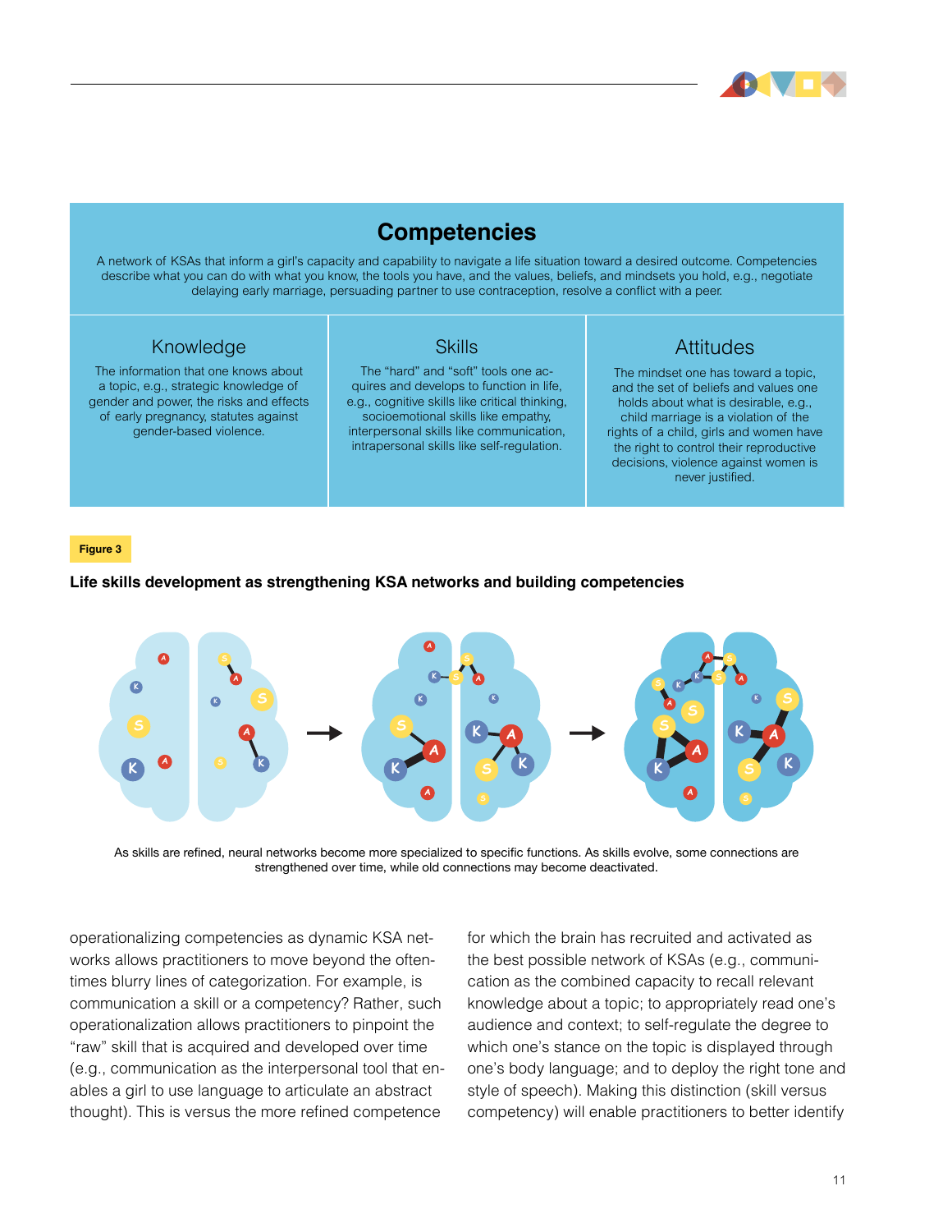## Competencies

A network of KSAs that inform a girl's capacity and capability to navigate a life situation toward a desired outcome. Competencies describe what you can do with what you know, the tools you have, and the values, beliefs, and mindsets you hold, e.g., negotiate delaying early marriage, persuading partner to use contraception, resolve a conflict with a peer.

| Knowledge | Skills | Attitudes |
| --- | --- | --- |
| The information that one knows about a topic, e.g., strategic knowledge of gender and power, the risks and effects of early pregnancy, statutes against gender-based violence. | The "hard" and "soft" tools one acquires and develops to function in life, e.g., cognitive skills like critical thinking, socioemotional skills like empathy, interpersonal skills like communication, intrapersonal skills like self-regulation. | The mindset one has toward a topic, and the set of beliefs and values one holds about what is desirable, e.g., child marriage is a violation of the rights of a child, girls and women have the right to control their reproductive decisions, violence against women is never justified. |

**Figure 3**

**Life skills development as strengthening KSA networks and building competencies**

As skills are refined, neural networks become more specialized to specific functions. As skills evolve, some connections are strengthened over time, while old connections may become deactivated.

operationalizing competencies as dynamic KSA networks allows practitioners to move beyond the oftentimes blurry lines of categorization. For example, is communication a skill or a competency? Rather, such operationalization allows practitioners to pinpoint the "raw" skill that is acquired and developed over time (e.g., communication as the interpersonal tool that enables a girl to use language to articulate an abstract thought). This is versus the more refined competence for which the brain has recruited and activated as the best possible network of KSAs (e.g., communication as the combined capacity to recall relevant knowledge about a topic; to appropriately read one's audience and context; to self-regulate the degree to which one's stance on the topic is displayed through one's body language; and to deploy the right tone and style of speech). Making this distinction (skill versus competency) will enable practitioners to better identify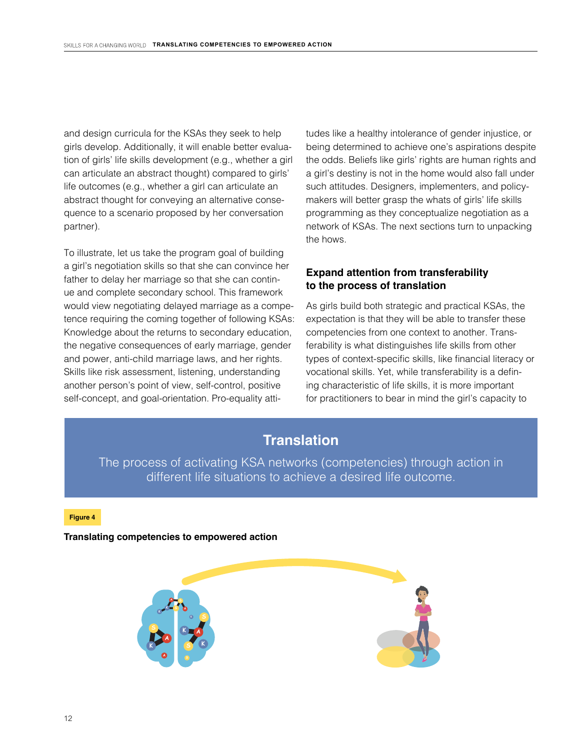and design curricula for the KSAs they seek to help girls develop. Additionally, it will enable better evaluation of girls' life skills development (e.g., whether a girl can articulate an abstract thought) compared to girls' life outcomes (e.g., whether a girl can articulate an abstract thought for conveying an alternative consequence to a scenario proposed by her conversation partner).

To illustrate, let us take the program goal of building a girl's negotiation skills so that she can convince her father to delay her marriage so that she can continue and complete secondary school. This framework would view negotiating delayed marriage as a competence requiring the coming together of following KSAs: Knowledge about the returns to secondary education, the negative consequences of early marriage, gender and power, anti-child marriage laws, and her rights. Skills like risk assessment, listening, understanding another person's point of view, self-control, positive self-concept, and goal-orientation. Pro-equality attitudes like a healthy intolerance of gender injustice, or being determined to achieve one's aspirations despite the odds. Beliefs like girls' rights are human rights and a girl's destiny is not in the home would also fall under such attitudes. Designers, implementers, and policymakers will better grasp the whats of girls' life skills programming as they conceptualize negotiation as a network of KSAs. The next sections turn to unpacking the hows.

### Expand attention from transferability to the process of translation

As girls build both strategic and practical KSAs, the expectation is that they will be able to transfer these competencies from one context to another. Transferability is what distinguishes life skills from other types of context-specific skills, like financial literacy or vocational skills. Yet, while transferability is a defining characteristic of life skills, it is more important for practitioners to bear in mind the girl's capacity to

> **Translation**
>
> The process of activating KSA networks (competencies) through action in different life situations to achieve a desired life outcome.

**Figure 4**

**Translating competencies to empowered action**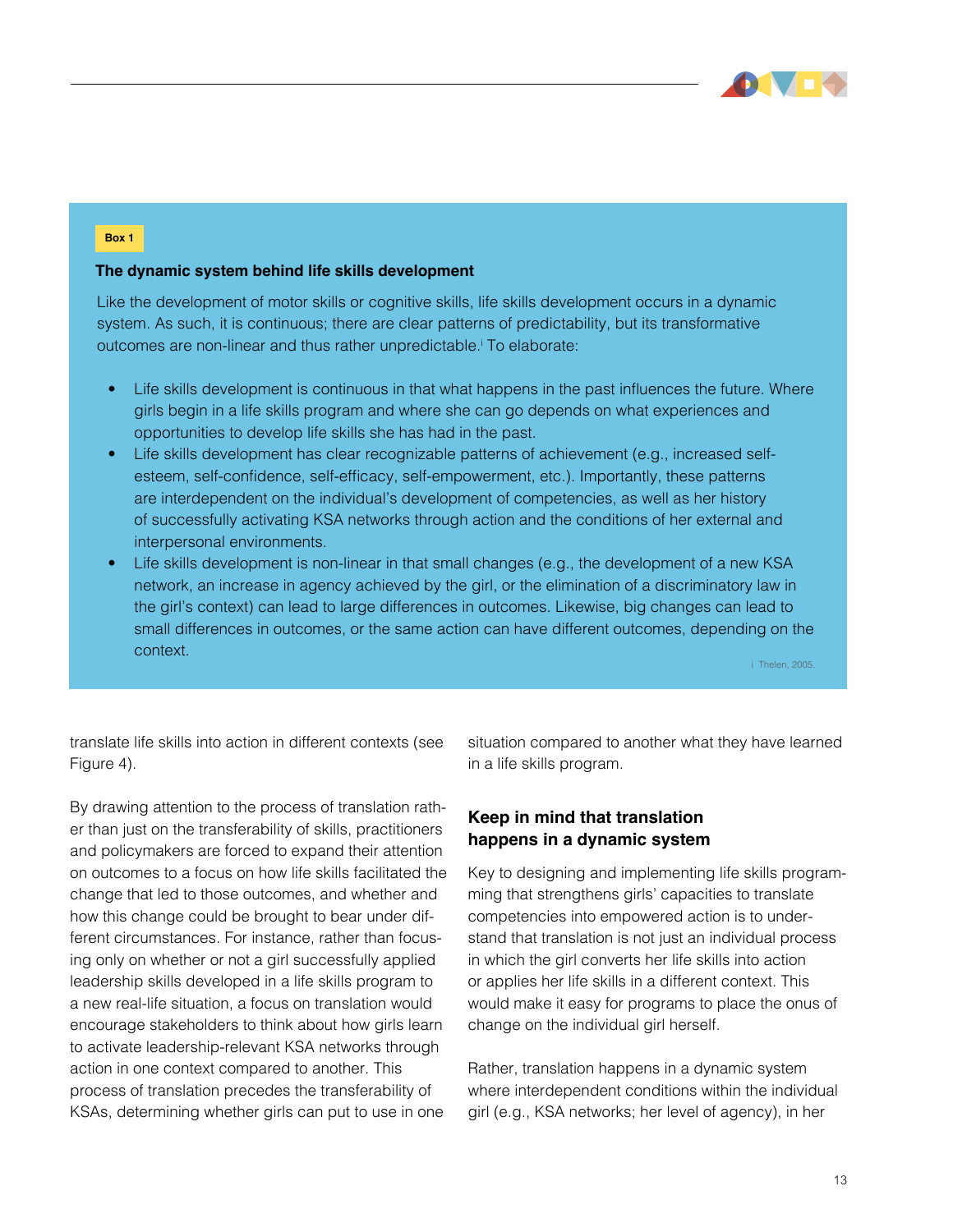Box 1

**The dynamic system behind life skills development**

Like the development of motor skills or cognitive skills, life skills development occurs in a dynamic system. As such, it is continuous; there are clear patterns of predictability, but its transformative outcomes are non-linear and thus rather unpredictable.[i] To elaborate:

- Life skills development is continuous in that what happens in the past influences the future. Where girls begin in a life skills program and where she can go depends on what experiences and opportunities to develop life skills she has had in the past.
- Life skills development has clear recognizable patterns of achievement (e.g., increased self-esteem, self-confidence, self-efficacy, self-empowerment, etc.). Importantly, these patterns are interdependent on the individual's development of competencies, as well as her history of successfully activating KSA networks through action and the conditions of her external and interpersonal environments.
- Life skills development is non-linear in that small changes (e.g., the development of a new KSA network, an increase in agency achieved by the girl, or the elimination of a discriminatory law in the girl's context) can lead to large differences in outcomes. Likewise, big changes can lead to small differences in outcomes, or the same action can have different outcomes, depending on the context.

i Thelen, 2005.

translate life skills into action in different contexts (see Figure 4).

By drawing attention to the process of translation rather than just on the transferability of skills, practitioners and policymakers are forced to expand their attention on outcomes to a focus on how life skills facilitated the change that led to those outcomes, and whether and how this change could be brought to bear under different circumstances. For instance, rather than focusing only on whether or not a girl successfully applied leadership skills developed in a life skills program to a new real-life situation, a focus on translation would encourage stakeholders to think about how girls learn to activate leadership-relevant KSA networks through action in one context compared to another. This process of translation precedes the transferability of KSAs, determining whether girls can put to use in one situation compared to another what they have learned in a life skills program.

## Keep in mind that translation happens in a dynamic system

Key to designing and implementing life skills programming that strengthens girls' capacities to translate competencies into empowered action is to understand that translation is not just an individual process in which the girl converts her life skills into action or applies her life skills in a different context. This would make it easy for programs to place the onus of change on the individual girl herself.

Rather, translation happens in a dynamic system where interdependent conditions within the individual girl (e.g., KSA networks; her level of agency), in her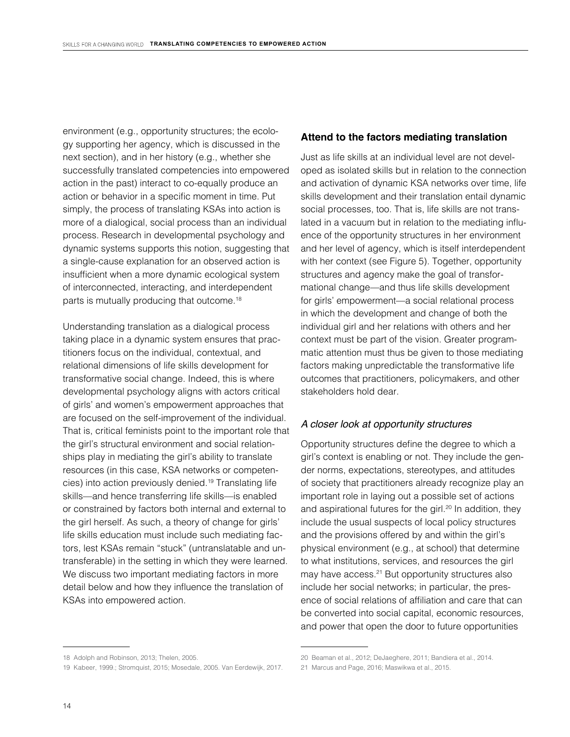environment (e.g., opportunity structures; the ecology supporting her agency, which is discussed in the next section), and in her history (e.g., whether she successfully translated competencies into empowered action in the past) interact to co-equally produce an action or behavior in a specific moment in time. Put simply, the process of translating KSAs into action is more of a dialogical, social process than an individual process. Research in developmental psychology and dynamic systems supports this notion, suggesting that a single-cause explanation for an observed action is insufficient when a more dynamic ecological system of interconnected, interacting, and interdependent parts is mutually producing that outcome.[18]

Understanding translation as a dialogical process taking place in a dynamic system ensures that practitioners focus on the individual, contextual, and relational dimensions of life skills development for transformative social change. Indeed, this is where developmental psychology aligns with actors critical of girls' and women's empowerment approaches that are focused on the self-improvement of the individual. That is, critical feminists point to the important role that the girl's structural environment and social relationships play in mediating the girl's ability to translate resources (in this case, KSA networks or competencies) into action previously denied.[19] Translating life skills—and hence transferring life skills—is enabled or constrained by factors both internal and external to the girl herself. As such, a theory of change for girls' life skills education must include such mediating factors, lest KSAs remain "stuck" (untranslatable and untransferable) in the setting in which they were learned. We discuss two important mediating factors in more detail below and how they influence the translation of KSAs into empowered action.

### Attend to the factors mediating translation

Just as life skills at an individual level are not developed as isolated skills but in relation to the connection and activation of dynamic KSA networks over time, life skills development and their translation entail dynamic social processes, too. That is, life skills are not translated in a vacuum but in relation to the mediating influence of the opportunity structures in her environment and her level of agency, which is itself interdependent with her context (see Figure 5). Together, opportunity structures and agency make the goal of transformational change—and thus life skills development for girls' empowerment—a social relational process in which the development and change of both the individual girl and her relations with others and her context must be part of the vision. Greater programmatic attention must thus be given to those mediating factors making unpredictable the transformative life outcomes that practitioners, policymakers, and other stakeholders hold dear.

#### *A closer look at opportunity structures*

Opportunity structures define the degree to which a girl's context is enabling or not. They include the gender norms, expectations, stereotypes, and attitudes of society that practitioners already recognize play an important role in laying out a possible set of actions and aspirational futures for the girl.[20] In addition, they include the usual suspects of local policy structures and the provisions offered by and within the girl's physical environment (e.g., at school) that determine to what institutions, services, and resources the girl may have access.[21] But opportunity structures also include her social networks; in particular, the presence of social relations of affiliation and care that can be converted into social capital, economic resources, and power that open the door to future opportunities

---

18 Adolph and Robinson, 2013; Thelen, 2005.

19 Kabeer, 1999.; Stromquist, 2015; Mosedale, 2005. Van Eerdewijk, 2017.

20 Beaman et al., 2012; DeJaeghere, 2011; Bandiera et al., 2014.

21 Marcus and Page, 2016; Maswikwa et al., 2015.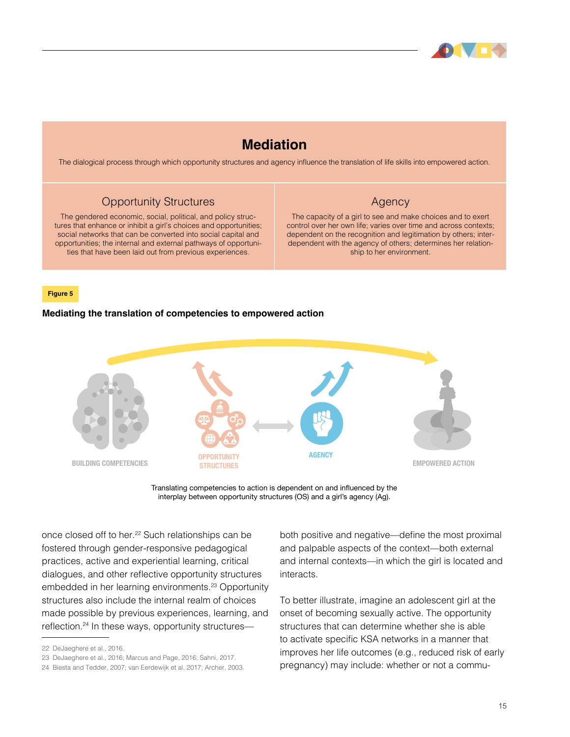## Mediation

The dialogical process through which opportunity structures and agency influence the translation of life skills into empowered action.

| Opportunity Structures | Agency |
| --- | --- |
| The gendered economic, social, political, and policy structures that enhance or inhibit a girl's choices and opportunities; social networks that can be converted into social capital and opportunities; the internal and external pathways of opportunities that have been laid out from previous experiences. | The capacity of a girl to see and make choices and to exert control over her own life; varies over time and across contexts; dependent on the recognition and legitimation by others; interdependent with the agency of others; determines her relationship to her environment. |

**Figure 5**

**Mediating the translation of competencies to empowered action**

BUILDING COMPETENCIES

OPPORTUNITY STRUCTURES

AGENCY

EMPOWERED ACTION

Translating competencies to action is dependent on and influenced by the interplay between opportunity structures (OS) and a girl's agency (Ag).

once closed off to her.[22] Such relationships can be fostered through gender-responsive pedagogical practices, active and experiential learning, critical dialogues, and other reflective opportunity structures embedded in her learning environments.[23] Opportunity structures also include the internal realm of choices made possible by previous experiences, learning, and reflection.[24] In these ways, opportunity structures—both positive and negative—define the most proximal and palpable aspects of the context—both external and internal contexts—in which the girl is located and interacts.

To better illustrate, imagine an adolescent girl at the onset of becoming sexually active. The opportunity structures that can determine whether she is able to activate specific KSA networks in a manner that improves her life outcomes (e.g., reduced risk of early pregnancy) may include: whether or not a commu-

22 DeJaeghere et al., 2016.

23 DeJaeghere et al., 2016; Marcus and Page, 2016; Sahni, 2017.

24 Biesta and Tedder, 2007; van Eerdewijk et al, 2017; Archer, 2003.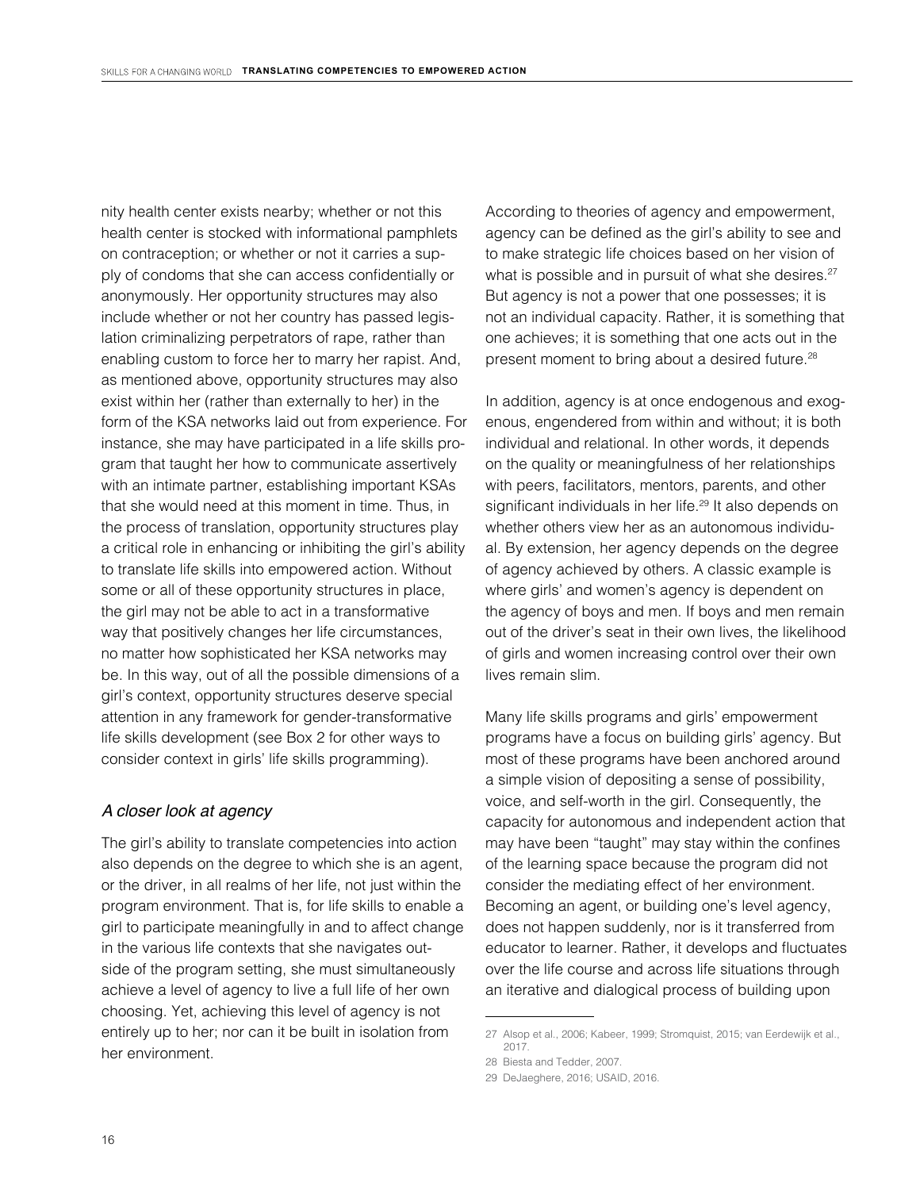nity health center exists nearby; whether or not this health center is stocked with informational pamphlets on contraception; or whether or not it carries a supply of condoms that she can access confidentially or anonymously. Her opportunity structures may also include whether or not her country has passed legislation criminalizing perpetrators of rape, rather than enabling custom to force her to marry her rapist. And, as mentioned above, opportunity structures may also exist within her (rather than externally to her) in the form of the KSA networks laid out from experience. For instance, she may have participated in a life skills program that taught her how to communicate assertively with an intimate partner, establishing important KSAs that she would need at this moment in time. Thus, in the process of translation, opportunity structures play a critical role in enhancing or inhibiting the girl's ability to translate life skills into empowered action. Without some or all of these opportunity structures in place, the girl may not be able to act in a transformative way that positively changes her life circumstances, no matter how sophisticated her KSA networks may be. In this way, out of all the possible dimensions of a girl's context, opportunity structures deserve special attention in any framework for gender-transformative life skills development (see Box 2 for other ways to consider context in girls' life skills programming).

### *A closer look at agency*

The girl's ability to translate competencies into action also depends on the degree to which she is an agent, or the driver, in all realms of her life, not just within the program environment. That is, for life skills to enable a girl to participate meaningfully in and to affect change in the various life contexts that she navigates outside of the program setting, she must simultaneously achieve a level of agency to live a full life of her own choosing. Yet, achieving this level of agency is not entirely up to her; nor can it be built in isolation from her environment.

According to theories of agency and empowerment, agency can be defined as the girl's ability to see and to make strategic life choices based on her vision of what is possible and in pursuit of what she desires.[27] But agency is not a power that one possesses; it is not an individual capacity. Rather, it is something that one achieves; it is something that one acts out in the present moment to bring about a desired future.[28]

In addition, agency is at once endogenous and exogenous, engendered from within and without; it is both individual and relational. In other words, it depends on the quality or meaningfulness of her relationships with peers, facilitators, mentors, parents, and other significant individuals in her life.[29] It also depends on whether others view her as an autonomous individual. By extension, her agency depends on the degree of agency achieved by others. A classic example is where girls' and women's agency is dependent on the agency of boys and men. If boys and men remain out of the driver's seat in their own lives, the likelihood of girls and women increasing control over their own lives remain slim.

Many life skills programs and girls' empowerment programs have a focus on building girls' agency. But most of these programs have been anchored around a simple vision of depositing a sense of possibility, voice, and self-worth in the girl. Consequently, the capacity for autonomous and independent action that may have been "taught" may stay within the confines of the learning space because the program did not consider the mediating effect of her environment. Becoming an agent, or building one's level agency, does not happen suddenly, nor is it transferred from educator to learner. Rather, it develops and fluctuates over the life course and across life situations through an iterative and dialogical process of building upon

---

27 Alsop et al., 2006; Kabeer, 1999; Stromquist, 2015; van Eerdewijk et al., 2017.

28 Biesta and Tedder, 2007.

29 DeJaeghere, 2016; USAID, 2016.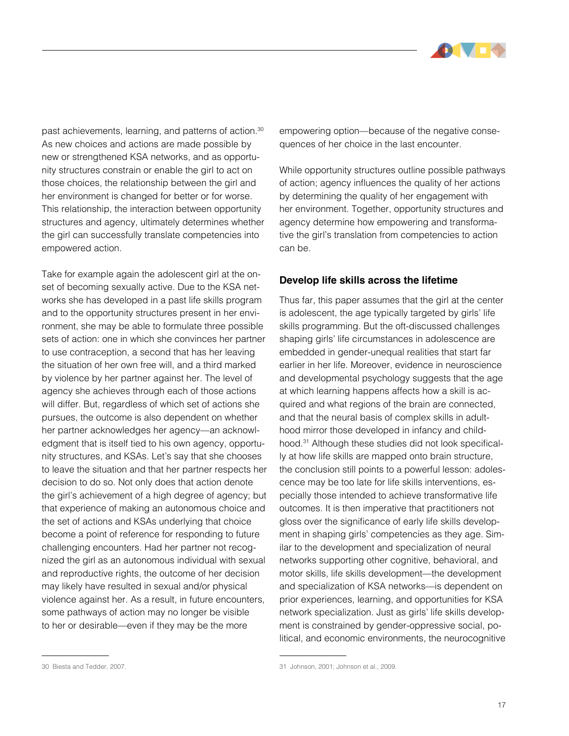past achievements, learning, and patterns of action.[30] As new choices and actions are made possible by new or strengthened KSA networks, and as opportunity structures constrain or enable the girl to act on those choices, the relationship between the girl and her environment is changed for better or for worse. This relationship, the interaction between opportunity structures and agency, ultimately determines whether the girl can successfully translate competencies into empowered action.

Take for example again the adolescent girl at the onset of becoming sexually active. Due to the KSA networks she has developed in a past life skills program and to the opportunity structures present in her environment, she may be able to formulate three possible sets of action: one in which she convinces her partner to use contraception, a second that has her leaving the situation of her own free will, and a third marked by violence by her partner against her. The level of agency she achieves through each of those actions will differ. But, regardless of which set of actions she pursues, the outcome is also dependent on whether her partner acknowledges her agency—an acknowledgment that is itself tied to his own agency, opportunity structures, and KSAs. Let's say that she chooses to leave the situation and that her partner respects her decision to do so. Not only does that action denote the girl's achievement of a high degree of agency; but that experience of making an autonomous choice and the set of actions and KSAs underlying that choice become a point of reference for responding to future challenging encounters. Had her partner not recognized the girl as an autonomous individual with sexual and reproductive rights, the outcome of her decision may likely have resulted in sexual and/or physical violence against her. As a result, in future encounters, some pathways of action may no longer be visible to her or desirable—even if they may be the more empowering option—because of the negative consequences of her choice in the last encounter.

While opportunity structures outline possible pathways of action; agency influences the quality of her actions by determining the quality of her engagement with her environment. Together, opportunity structures and agency determine how empowering and transformative the girl's translation from competencies to action can be.

### Develop life skills across the lifetime

Thus far, this paper assumes that the girl at the center is adolescent, the age typically targeted by girls' life skills programming. But the oft-discussed challenges shaping girls' life circumstances in adolescence are embedded in gender-unequal realities that start far earlier in her life. Moreover, evidence in neuroscience and developmental psychology suggests that the age at which learning happens affects how a skill is acquired and what regions of the brain are connected, and that the neural basis of complex skills in adulthood mirror those developed in infancy and childhood.[31] Although these studies did not look specifically at how life skills are mapped onto brain structure, the conclusion still points to a powerful lesson: adolescence may be too late for life skills interventions, especially those intended to achieve transformative life outcomes. It is then imperative that practitioners not gloss over the significance of early life skills development in shaping girls' competencies as they age. Similar to the development and specialization of neural networks supporting other cognitive, behavioral, and motor skills, life skills development—the development and specialization of KSA networks—is dependent on prior experiences, learning, and opportunities for KSA network specialization. Just as girls' life skills development is constrained by gender-oppressive social, political, and economic environments, the neurocognitive

---

30 Biesta and Tedder, 2007.

31 Johnson, 2001; Johnson et al., 2009.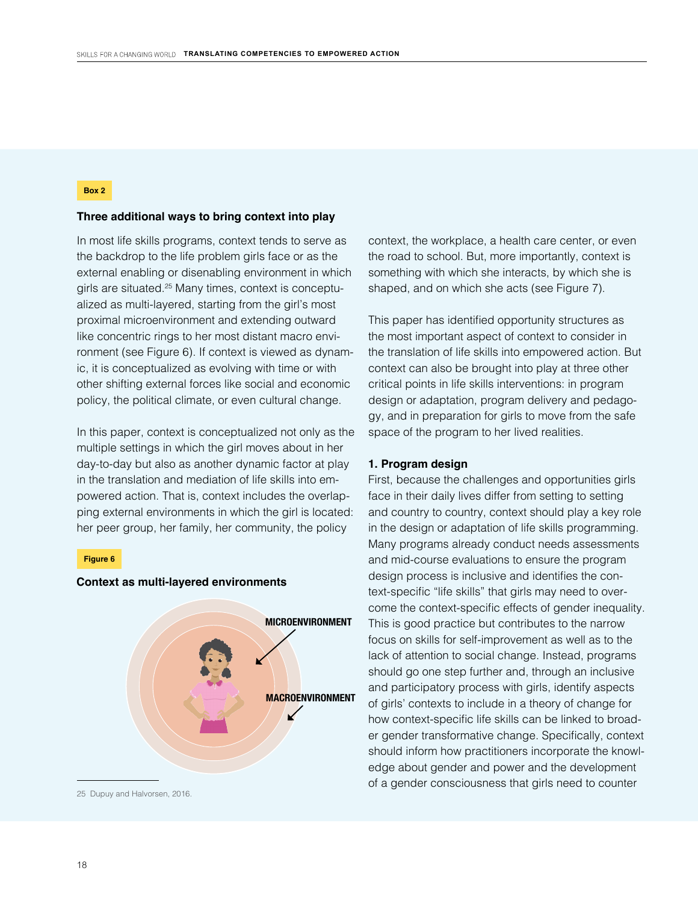**Box 2**

### Three additional ways to bring context into play

In most life skills programs, context tends to serve as the backdrop to the life problem girls face or as the external enabling or disenabling environment in which girls are situated.[25] Many times, context is conceptualized as multi-layered, starting from the girl's most proximal microenvironment and extending outward like concentric rings to her most distant macro environment (see Figure 6). If context is viewed as dynamic, it is conceptualized as evolving with time or with other shifting external forces like social and economic policy, the political climate, or even cultural change.

In this paper, context is conceptualized not only as the multiple settings in which the girl moves about in her day-to-day but also as another dynamic factor at play in the translation and mediation of life skills into empowered action. That is, context includes the overlapping external environments in which the girl is located: her peer group, her family, her community, the policy context, the workplace, a health care center, or even the road to school. But, more importantly, context is something with which she interacts, by which she is shaped, and on which she acts (see Figure 7).

**Figure 6**

**Context as multi-layered environments**

MICROENVIRONMENT

MACROENVIRONMENT

This paper has identified opportunity structures as the most important aspect of context to consider in the translation of life skills into empowered action. But context can also be brought into play at three other critical points in life skills interventions: in program design or adaptation, program delivery and pedagogy, and in preparation for girls to move from the safe space of the program to her lived realities.

**1. Program design**

First, because the challenges and opportunities girls face in their daily lives differ from setting to setting and country to country, context should play a key role in the design or adaptation of life skills programming. Many programs already conduct needs assessments and mid-course evaluations to ensure the program design process is inclusive and identifies the context-specific "life skills" that girls may need to overcome the context-specific effects of gender inequality. This is good practice but contributes to the narrow focus on skills for self-improvement as well as to the lack of attention to social change. Instead, programs should go one step further and, through an inclusive and participatory process with girls, identify aspects of girls' contexts to include in a theory of change for how context-specific life skills can be linked to broader gender transformative change. Specifically, context should inform how practitioners incorporate the knowledge about gender and power and the development of a gender consciousness that girls need to counter

25 Dupuy and Halvorsen, 2016.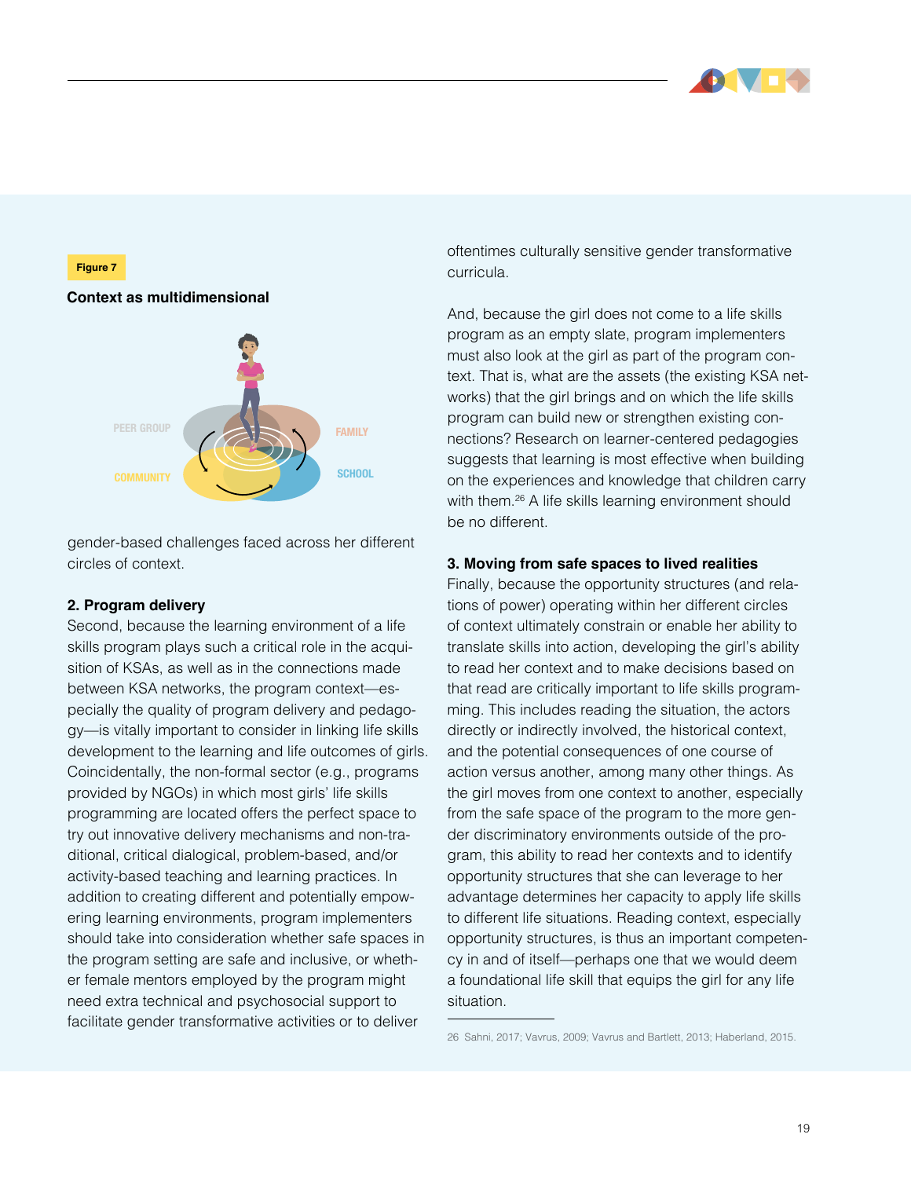Figure 7

**Context as multidimensional**

PEER GROUP

FAMILY

COMMUNITY

SCHOOL

gender-based challenges faced across her different circles of context.

**2. Program delivery**

Second, because the learning environment of a life skills program plays such a critical role in the acquisition of KSAs, as well as in the connections made between KSA networks, the program context—especially the quality of program delivery and pedagogy—is vitally important to consider in linking life skills development to the learning and life outcomes of girls. Coincidentally, the non-formal sector (e.g., programs provided by NGOs) in which most girls' life skills programming are located offers the perfect space to try out innovative delivery mechanisms and non-traditional, critical dialogical, problem-based, and/or activity-based teaching and learning practices. In addition to creating different and potentially empowering learning environments, program implementers should take into consideration whether safe spaces in the program setting are safe and inclusive, or whether female mentors employed by the program might need extra technical and psychosocial support to facilitate gender transformative activities or to deliver oftentimes culturally sensitive gender transformative curricula.

And, because the girl does not come to a life skills program as an empty slate, program implementers must also look at the girl as part of the program context. That is, what are the assets (the existing KSA networks) that the girl brings and on which the life skills program can build new or strengthen existing connections? Research on learner-centered pedagogies suggests that learning is most effective when building on the experiences and knowledge that children carry with them.[26] A life skills learning environment should be no different.

**3. Moving from safe spaces to lived realities**

Finally, because the opportunity structures (and relations of power) operating within her different circles of context ultimately constrain or enable her ability to translate skills into action, developing the girl's ability to read her context and to make decisions based on that read are critically important to life skills programming. This includes reading the situation, the actors directly or indirectly involved, the historical context, and the potential consequences of one course of action versus another, among many other things. As the girl moves from one context to another, especially from the safe space of the program to the more gender discriminatory environments outside of the program, this ability to read her contexts and to identify opportunity structures that she can leverage to her advantage determines her capacity to apply life skills to different life situations. Reading context, especially opportunity structures, is thus an important competency in and of itself—perhaps one that we would deem a foundational life skill that equips the girl for any life situation.

26 Sahni, 2017; Vavrus, 2009; Vavrus and Bartlett, 2013; Haberland, 2015.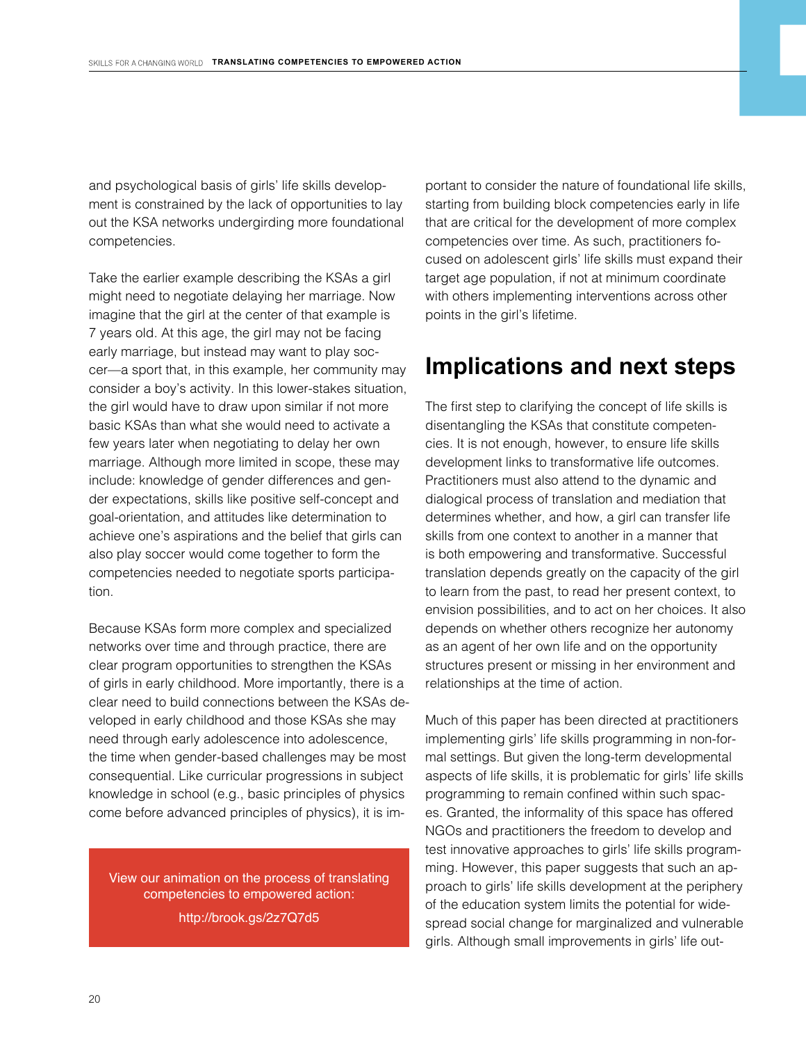and psychological basis of girls' life skills development is constrained by the lack of opportunities to lay out the KSA networks undergirding more foundational competencies.

Take the earlier example describing the KSAs a girl might need to negotiate delaying her marriage. Now imagine that the girl at the center of that example is 7 years old. At this age, the girl may not be facing early marriage, but instead may want to play soccer—a sport that, in this example, her community may consider a boy's activity. In this lower-stakes situation, the girl would have to draw upon similar if not more basic KSAs than what she would need to activate a few years later when negotiating to delay her own marriage. Although more limited in scope, these may include: knowledge of gender differences and gender expectations, skills like positive self-concept and goal-orientation, and attitudes like determination to achieve one's aspirations and the belief that girls can also play soccer would come together to form the competencies needed to negotiate sports participation.

Because KSAs form more complex and specialized networks over time and through practice, there are clear program opportunities to strengthen the KSAs of girls in early childhood. More importantly, there is a clear need to build connections between the KSAs developed in early childhood and those KSAs she may need through early adolescence into adolescence, the time when gender-based challenges may be most consequential. Like curricular progressions in subject knowledge in school (e.g., basic principles of physics come before advanced principles of physics), it is important to consider the nature of foundational life skills, starting from building block competencies early in life that are critical for the development of more complex competencies over time. As such, practitioners focused on adolescent girls' life skills must expand their target age population, if not at minimum coordinate with others implementing interventions across other points in the girl's lifetime.

View our animation on the process of translating competencies to empowered action:
http://brook.gs/2z7Q7d5

## Implications and next steps

The first step to clarifying the concept of life skills is disentangling the KSAs that constitute competencies. It is not enough, however, to ensure life skills development links to transformative life outcomes. Practitioners must also attend to the dynamic and dialogical process of translation and mediation that determines whether, and how, a girl can transfer life skills from one context to another in a manner that is both empowering and transformative. Successful translation depends greatly on the capacity of the girl to learn from the past, to read her present context, to envision possibilities, and to act on her choices. It also depends on whether others recognize her autonomy as an agent of her own life and on the opportunity structures present or missing in her environment and relationships at the time of action.

Much of this paper has been directed at practitioners implementing girls' life skills programming in non-formal settings. But given the long-term developmental aspects of life skills, it is problematic for girls' life skills programming to remain confined within such spaces. Granted, the informality of this space has offered NGOs and practitioners the freedom to develop and test innovative approaches to girls' life skills programming. However, this paper suggests that such an approach to girls' life skills development at the periphery of the education system limits the potential for widespread social change for marginalized and vulnerable girls. Although small improvements in girls' life out-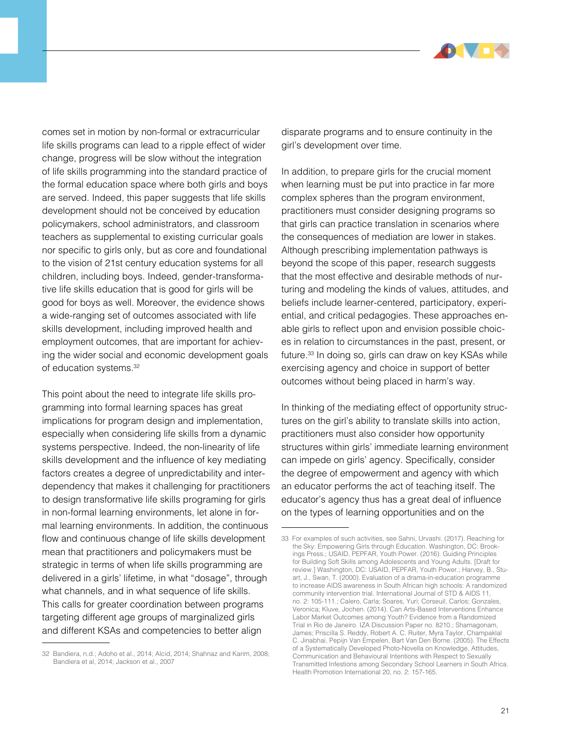comes set in motion by non-formal or extracurricular life skills programs can lead to a ripple effect of wider change, progress will be slow without the integration of life skills programming into the standard practice of the formal education space where both girls and boys are served. Indeed, this paper suggests that life skills development should not be conceived by education policymakers, school administrators, and classroom teachers as supplemental to existing curricular goals nor specific to girls only, but as core and foundational to the vision of 21st century education systems for all children, including boys. Indeed, gender-transformative life skills education that is good for girls will be good for boys as well. Moreover, the evidence shows a wide-ranging set of outcomes associated with life skills development, including improved health and employment outcomes, that are important for achieving the wider social and economic development goals of education systems.[32]

This point about the need to integrate life skills programming into formal learning spaces has great implications for program design and implementation, especially when considering life skills from a dynamic systems perspective. Indeed, the non-linearity of life skills development and the influence of key mediating factors creates a degree of unpredictability and interdependency that makes it challenging for practitioners to design transformative life skills programing for girls in non-formal learning environments, let alone in formal learning environments. In addition, the continuous flow and continuous change of life skills development mean that practitioners and policymakers must be strategic in terms of when life skills programming are delivered in a girls' lifetime, in what "dosage", through what channels, and in what sequence of life skills. This calls for greater coordination between programs targeting different age groups of marginalized girls and different KSAs and competencies to better align disparate programs and to ensure continuity in the girl's development over time.

In addition, to prepare girls for the crucial moment when learning must be put into practice in far more complex spheres than the program environment, practitioners must consider designing programs so that girls can practice translation in scenarios where the consequences of mediation are lower in stakes. Although prescribing implementation pathways is beyond the scope of this paper, research suggests that the most effective and desirable methods of nurturing and modeling the kinds of values, attitudes, and beliefs include learner-centered, participatory, experiential, and critical pedagogies. These approaches enable girls to reflect upon and envision possible choices in relation to circumstances in the past, present, or future.[33] In doing so, girls can draw on key KSAs while exercising agency and choice in support of better outcomes without being placed in harm's way.

In thinking of the mediating effect of opportunity structures on the girl's ability to translate skills into action, practitioners must also consider how opportunity structures within girls' immediate learning environment can impede on girls' agency. Specifically, consider the degree of empowerment and agency with which an educator performs the act of teaching itself. The educator's agency thus has a great deal of influence on the types of learning opportunities and on the

---

32 Bandiera, n.d.; Adoho et al., 2014; Alcid, 2014; Shahnaz and Karim, 2008; Bandiera et al, 2014; Jackson et al., 2007

33 For examples of such activities, see Sahni, Urvashi. (2017). Reaching for the Sky: Empowering Girls through Education. Washington, DC: Brookings Press.; USAID, PEPFAR, Youth Power. (2016). Guiding Principles for Building Soft Skills among Adolescents and Young Adults. [Draft for review.] Washington, DC: USAID, PEPFAR, Youth Power.; Harvey, B., Stuart, J., Swan, T. (2000). Evaluation of a drama-in-education programme to increase AIDS awareness in South African high schools: A randomized community intervention trial. International Journal of STD & AIDS 11, no. 2: 105-111.; Calero, Carla; Soares, Yuri; Corseuil, Carlos; Gonzales, Veronica; Kluve, Jochen. (2014). Can Arts-Based Interventions Enhance Labor Market Outcomes among Youth? Evidence from a Randomized Trial in Rio de Janeiro. IZA Discussion Paper no. 8210.; Shamagonam, James; Priscilla S. Reddy, Robert A. C. Ruiter, Myra Taylor, Champaklal C. Jinabhai, Pepijn Van Empelen, Bart Van Den Borne. (2005). The Effects of a Systematically Developed Photo-Novella on Knowledge, Attitudes, Communication and Behavioural Intentions with Respect to Sexually Transmitted Infestions among Secondary School Learners in South Africa. Health Promotion International 20, no. 2: 157-165.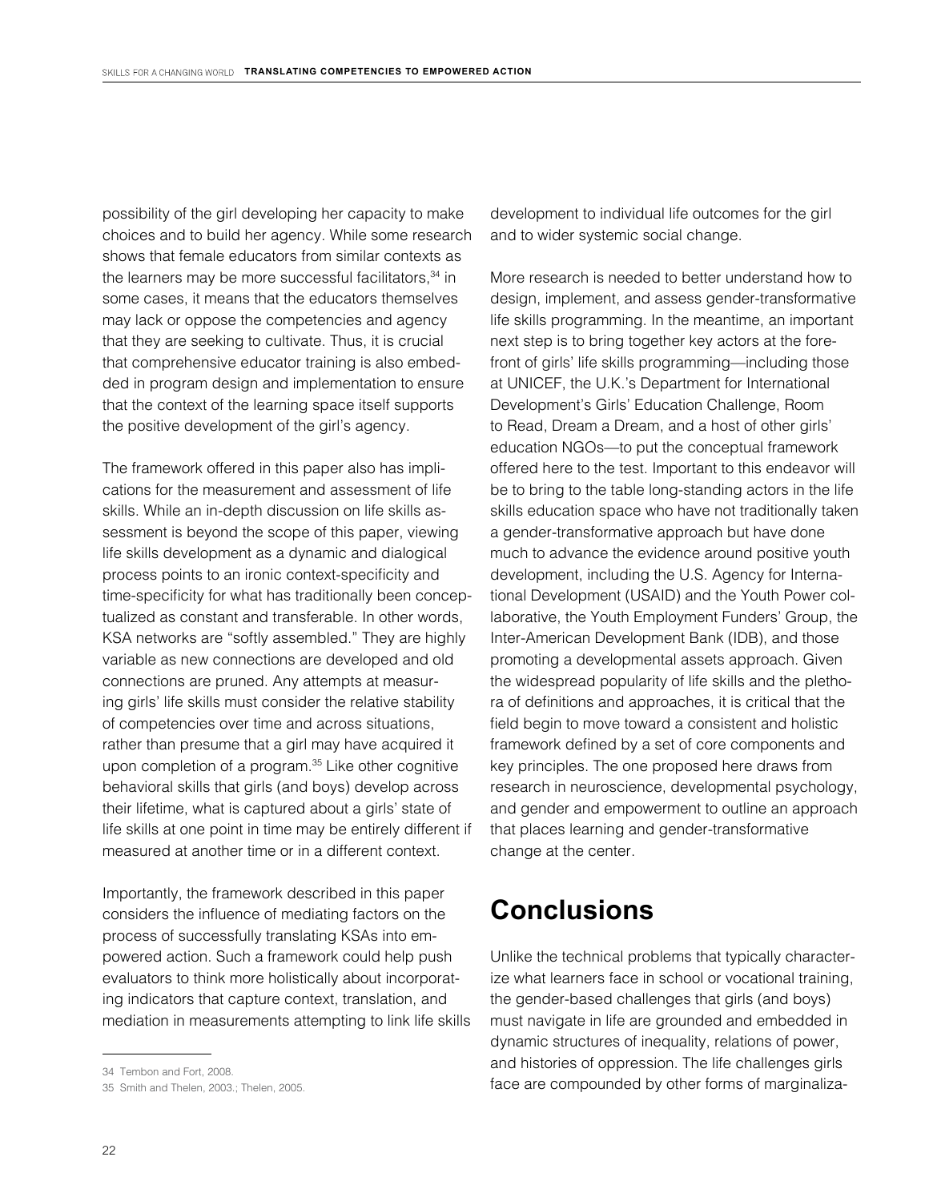possibility of the girl developing her capacity to make choices and to build her agency. While some research shows that female educators from similar contexts as the learners may be more successful facilitators,[34] in some cases, it means that the educators themselves may lack or oppose the competencies and agency that they are seeking to cultivate. Thus, it is crucial that comprehensive educator training is also embedded in program design and implementation to ensure that the context of the learning space itself supports the positive development of the girl's agency.

The framework offered in this paper also has implications for the measurement and assessment of life skills. While an in-depth discussion on life skills assessment is beyond the scope of this paper, viewing life skills development as a dynamic and dialogical process points to an ironic context-specificity and time-specificity for what has traditionally been conceptualized as constant and transferable. In other words, KSA networks are "softly assembled." They are highly variable as new connections are developed and old connections are pruned. Any attempts at measuring girls' life skills must consider the relative stability of competencies over time and across situations, rather than presume that a girl may have acquired it upon completion of a program.[35] Like other cognitive behavioral skills that girls (and boys) develop across their lifetime, what is captured about a girls' state of life skills at one point in time may be entirely different if measured at another time or in a different context.

Importantly, the framework described in this paper considers the influence of mediating factors on the process of successfully translating KSAs into empowered action. Such a framework could help push evaluators to think more holistically about incorporating indicators that capture context, translation, and mediation in measurements attempting to link life skills development to individual life outcomes for the girl and to wider systemic social change.

More research is needed to better understand how to design, implement, and assess gender-transformative life skills programming. In the meantime, an important next step is to bring together key actors at the forefront of girls' life skills programming—including those at UNICEF, the U.K.'s Department for International Development's Girls' Education Challenge, Room to Read, Dream a Dream, and a host of other girls' education NGOs—to put the conceptual framework offered here to the test. Important to this endeavor will be to bring to the table long-standing actors in the life skills education space who have not traditionally taken a gender-transformative approach but have done much to advance the evidence around positive youth development, including the U.S. Agency for International Development (USAID) and the Youth Power collaborative, the Youth Employment Funders' Group, the Inter-American Development Bank (IDB), and those promoting a developmental assets approach. Given the widespread popularity of life skills and the plethora of definitions and approaches, it is critical that the field begin to move toward a consistent and holistic framework defined by a set of core components and key principles. The one proposed here draws from research in neuroscience, developmental psychology, and gender and empowerment to outline an approach that places learning and gender-transformative change at the center.

## Conclusions

Unlike the technical problems that typically characterize what learners face in school or vocational training, the gender-based challenges that girls (and boys) must navigate in life are grounded and embedded in dynamic structures of inequality, relations of power, and histories of oppression. The life challenges girls face are compounded by other forms of marginaliza-

---

34 Tembon and Fort, 2008.

35 Smith and Thelen, 2003.; Thelen, 2005.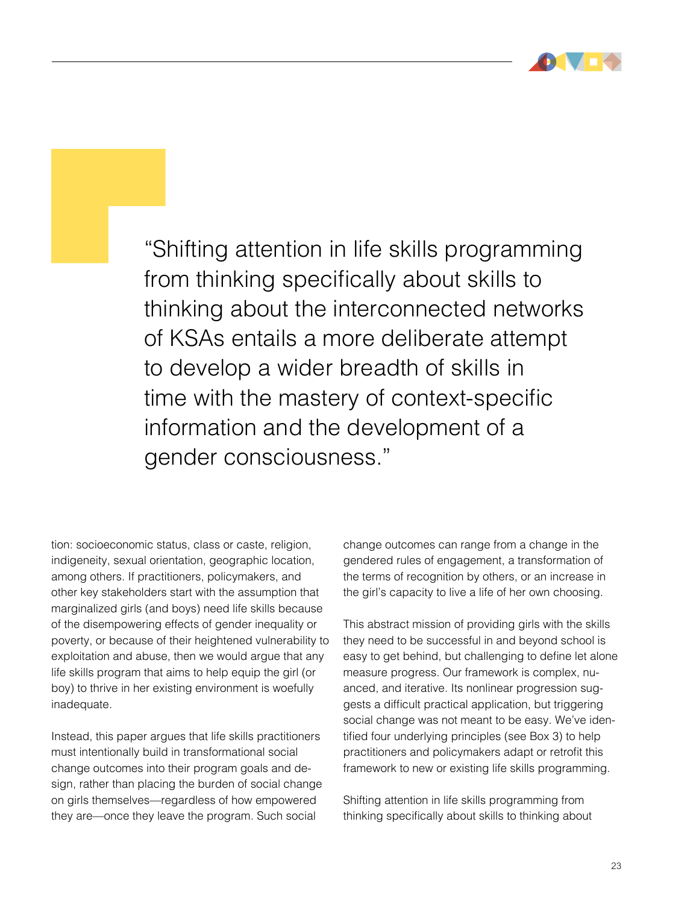> "Shifting attention in life skills programming from thinking specifically about skills to thinking about the interconnected networks of KSAs entails a more deliberate attempt to develop a wider breadth of skills in time with the mastery of context-specific information and the development of a gender consciousness."

tion: socioeconomic status, class or caste, religion, indigeneity, sexual orientation, geographic location, among others. If practitioners, policymakers, and other key stakeholders start with the assumption that marginalized girls (and boys) need life skills because of the disempowering effects of gender inequality or poverty, or because of their heightened vulnerability to exploitation and abuse, then we would argue that any life skills program that aims to help equip the girl (or boy) to thrive in her existing environment is woefully inadequate.

Instead, this paper argues that life skills practitioners must intentionally build in transformational social change outcomes into their program goals and design, rather than placing the burden of social change on girls themselves—regardless of how empowered they are—once they leave the program. Such social change outcomes can range from a change in the gendered rules of engagement, a transformation of the terms of recognition by others, or an increase in the girl's capacity to live a life of her own choosing.

This abstract mission of providing girls with the skills they need to be successful in and beyond school is easy to get behind, but challenging to define let alone measure progress. Our framework is complex, nuanced, and iterative. Its nonlinear progression suggests a difficult practical application, but triggering social change was not meant to be easy. We've identified four underlying principles (see Box 3) to help practitioners and policymakers adapt or retrofit this framework to new or existing life skills programming.

Shifting attention in life skills programming from thinking specifically about skills to thinking about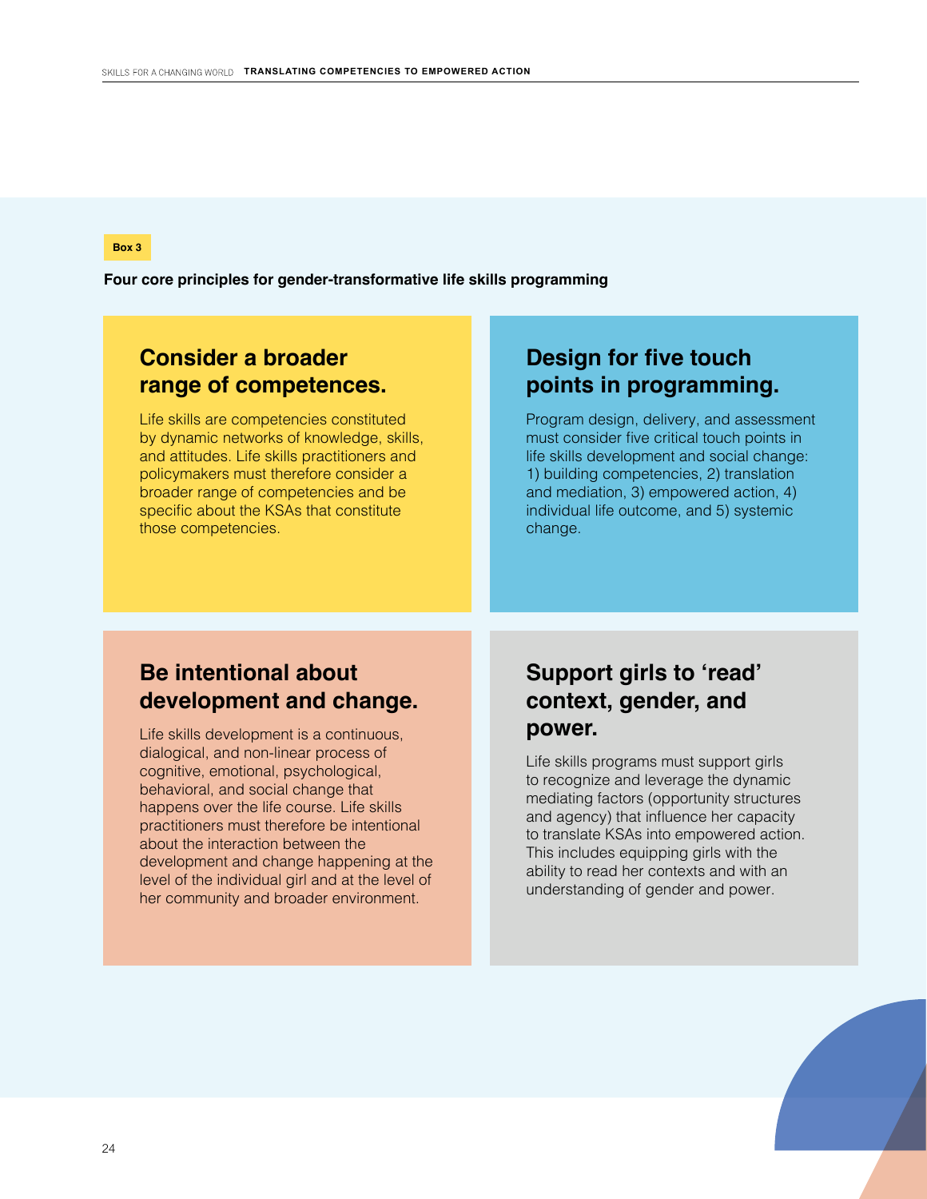**Box 3**

**Four core principles for gender-transformative life skills programming**

## Consider a broader range of competences.

Life skills are competencies constituted by dynamic networks of knowledge, skills, and attitudes. Life skills practitioners and policymakers must therefore consider a broader range of competencies and be specific about the KSAs that constitute those competencies.

## Design for five touch points in programming.

Program design, delivery, and assessment must consider five critical touch points in life skills development and social change: 1) building competencies, 2) translation and mediation, 3) empowered action, 4) individual life outcome, and 5) systemic change.

## Be intentional about development and change.

Life skills development is a continuous, dialogical, and non-linear process of cognitive, emotional, psychological, behavioral, and social change that happens over the life course. Life skills practitioners must therefore be intentional about the interaction between the development and change happening at the level of the individual girl and at the level of her community and broader environment.

## Support girls to 'read' context, gender, and power.

Life skills programs must support girls to recognize and leverage the dynamic mediating factors (opportunity structures and agency) that influence her capacity to translate KSAs into empowered action. This includes equipping girls with the ability to read her contexts and with an understanding of gender and power.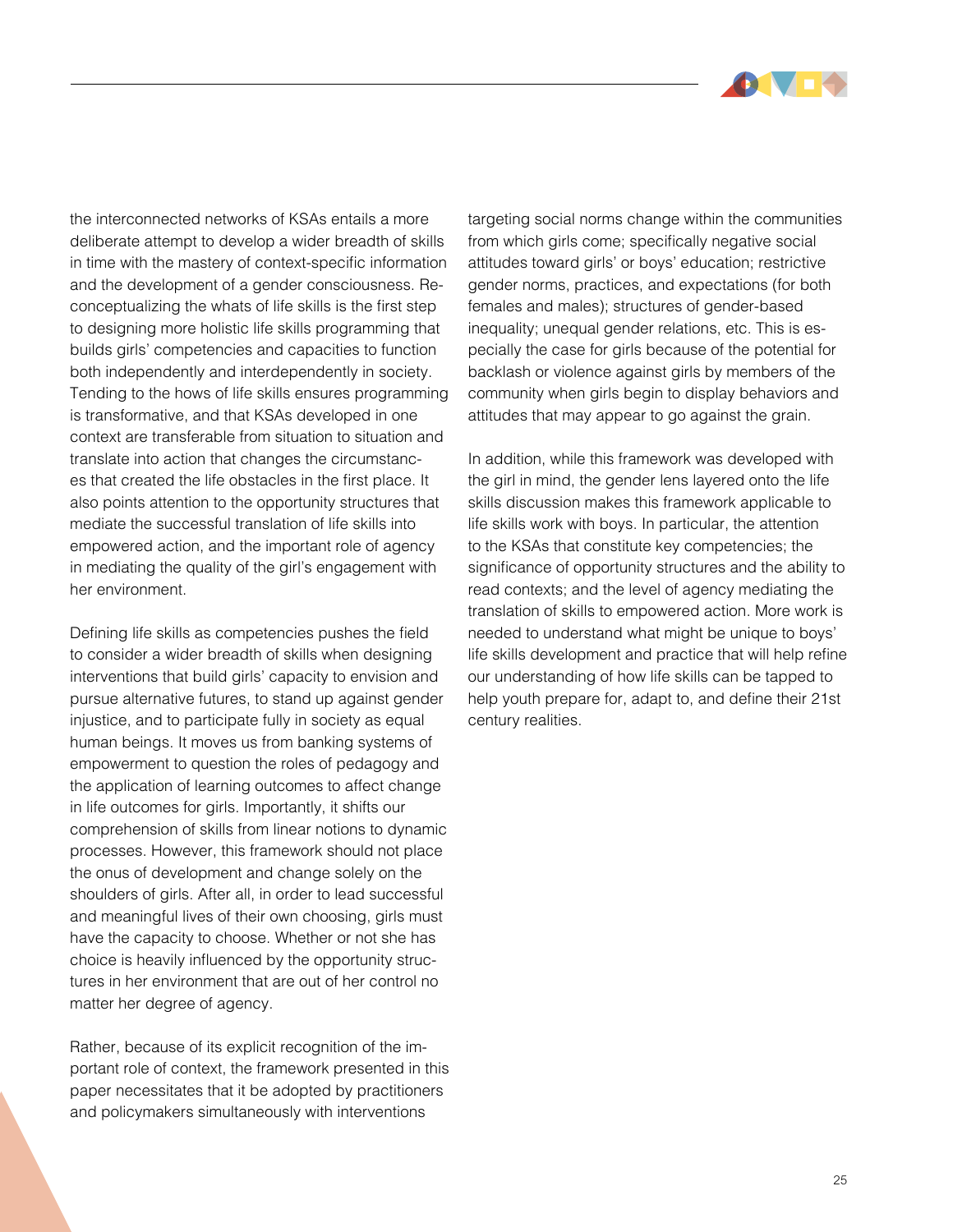the interconnected networks of KSAs entails a more deliberate attempt to develop a wider breadth of skills in time with the mastery of context-specific information and the development of a gender consciousness. Reconceptualizing the whats of life skills is the first step to designing more holistic life skills programming that builds girls' competencies and capacities to function both independently and interdependently in society. Tending to the hows of life skills ensures programming is transformative, and that KSAs developed in one context are transferable from situation to situation and translate into action that changes the circumstances that created the life obstacles in the first place. It also points attention to the opportunity structures that mediate the successful translation of life skills into empowered action, and the important role of agency in mediating the quality of the girl's engagement with her environment.

Defining life skills as competencies pushes the field to consider a wider breadth of skills when designing interventions that build girls' capacity to envision and pursue alternative futures, to stand up against gender injustice, and to participate fully in society as equal human beings. It moves us from banking systems of empowerment to question the roles of pedagogy and the application of learning outcomes to affect change in life outcomes for girls. Importantly, it shifts our comprehension of skills from linear notions to dynamic processes. However, this framework should not place the onus of development and change solely on the shoulders of girls. After all, in order to lead successful and meaningful lives of their own choosing, girls must have the capacity to choose. Whether or not she has choice is heavily influenced by the opportunity structures in her environment that are out of her control no matter her degree of agency.

Rather, because of its explicit recognition of the important role of context, the framework presented in this paper necessitates that it be adopted by practitioners and policymakers simultaneously with interventions targeting social norms change within the communities from which girls come; specifically negative social attitudes toward girls' or boys' education; restrictive gender norms, practices, and expectations (for both females and males); structures of gender-based inequality; unequal gender relations, etc. This is especially the case for girls because of the potential for backlash or violence against girls by members of the community when girls begin to display behaviors and attitudes that may appear to go against the grain.

In addition, while this framework was developed with the girl in mind, the gender lens layered onto the life skills discussion makes this framework applicable to life skills work with boys. In particular, the attention to the KSAs that constitute key competencies; the significance of opportunity structures and the ability to read contexts; and the level of agency mediating the translation of skills to empowered action. More work is needed to understand what might be unique to boys' life skills development and practice that will help refine our understanding of how life skills can be tapped to help youth prepare for, adapt to, and define their 21st century realities.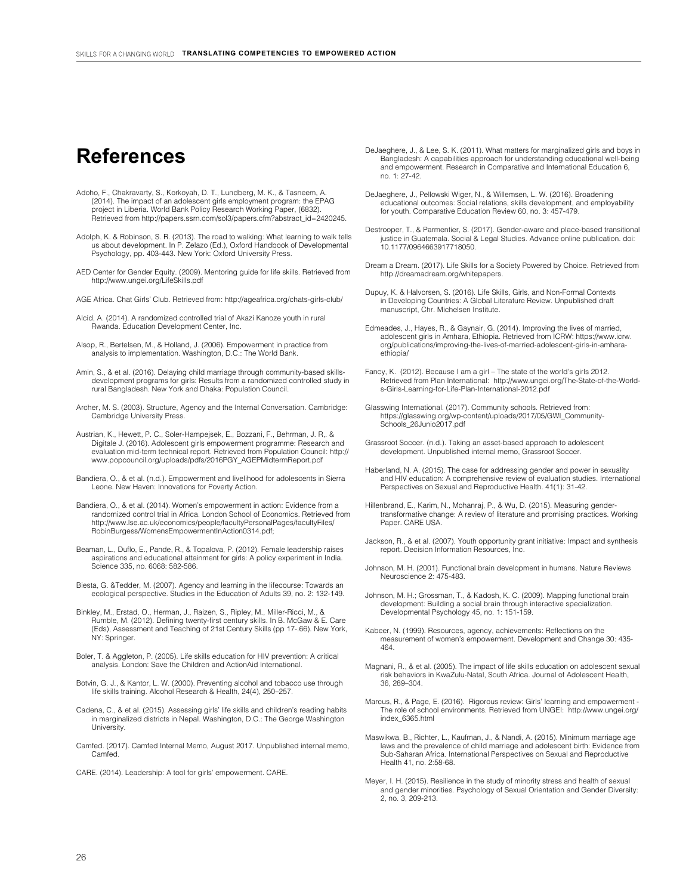# References

Adoho, F., Chakravarty, S., Korkoyah, D. T., Lundberg, M. K., & Tasneem, A. (2014). The impact of an adolescent girls employment program: the EPAG project in Liberia. World Bank Policy Research Working Paper, (6832). Retrieved from http://papers.ssrn.com/sol3/papers.cfm?abstract_id=2420245.

Adolph, K. & Robinson, S. R. (2013). The road to walking: What learning to walk tells us about development. In P. Zelazo (Ed.), Oxford Handbook of Developmental Psychology, pp. 403-443. New York: Oxford University Press.

AED Center for Gender Equity. (2009). Mentoring guide for life skills. Retrieved from http://www.ungei.org/LifeSkills.pdf

AGE Africa. Chat Girls' Club. Retrieved from: http://ageafrica.org/chats-girls-club/

Alcid, A. (2014). A randomized controlled trial of Akazi Kanoze youth in rural Rwanda. Education Development Center, Inc.

Alsop, R., Bertelsen, M., & Holland, J. (2006). Empowerment in practice from analysis to implementation. Washington, D.C.: The World Bank.

Amin, S., & et al. (2016). Delaying child marriage through community-based skills-development programs for girls: Results from a randomized controlled study in rural Bangladesh. New York and Dhaka: Population Council.

Archer, M. S. (2003). Structure, Agency and the Internal Conversation. Cambridge: Cambridge University Press.

Austrian, K., Hewett, P. C., Soler-Hampejsek, E., Bozzani, F., Behrman, J. R,. & Digitale J. (2016). Adolescent girls empowerment programme: Research and evaluation mid-term technical report. Retrieved from Population Council: http://www.popcouncil.org/uploads/pdfs/2016PGY_AGEPMidtermReport.pdf

Bandiera, O., & et al. (n.d.). Empowerment and livelihood for adolescents in Sierra Leone. New Haven: Innovations for Poverty Action.

Bandiera, O., & et al. (2014). Women's empowerment in action: Evidence from a randomized control trial in Africa. London School of Economics. Retrieved from http://www.lse.ac.uk/economics/people/facultyPersonalPages/facultyFiles/RobinBurgess/WomensEmpowermentInAction0314.pdf;

Beaman, L., Duflo, E., Pande, R., & Topalova, P. (2012). Female leadership raises aspirations and educational attainment for girls: A policy experiment in India. Science 335, no. 6068: 582-586.

Biesta, G. &Tedder, M. (2007). Agency and learning in the lifecourse: Towards an ecological perspective. Studies in the Education of Adults 39, no. 2: 132-149.

Binkley, M., Erstad, O., Herman, J., Raizen, S., Ripley, M., Miller-Ricci, M., & Rumble, M. (2012). Defining twenty-first century skills. In B. McGaw & E. Care (Eds), Assessment and Teaching of 21st Century Skills (pp 17-.66). New York, NY: Springer.

Boler, T. & Aggleton, P. (2005). Life skills education for HIV prevention: A critical analysis. London: Save the Children and ActionAid International.

Botvin, G. J., & Kantor, L. W. (2000). Preventing alcohol and tobacco use through life skills training. Alcohol Research & Health, 24(4), 250–257.

Cadena, C., & et al. (2015). Assessing girls' life skills and children's reading habits in marginalized districts in Nepal. Washington, D.C.: The George Washington University.

Camfed. (2017). Camfed Internal Memo, August 2017. Unpublished internal memo, Camfed.

CARE. (2014). Leadership: A tool for girls' empowerment. CARE.

DeJaeghere, J., & Lee, S. K. (2011). What matters for marginalized girls and boys in Bangladesh: A capabilities approach for understanding educational well-being and empowerment. Research in Comparative and International Education 6, no. 1: 27-42.

DeJaeghere, J., Pellowski Wiger, N., & Willemsen, L. W. (2016). Broadening educational outcomes: Social relations, skills development, and employability for youth. Comparative Education Review 60, no. 3: 457-479.

Destrooper, T., & Parmentier, S. (2017). Gender-aware and place-based transitional justice in Guatemala. Social & Legal Studies. Advance online publication. doi: 10.1177/0964663917718050.

Dream a Dream. (2017). Life Skills for a Society Powered by Choice. Retrieved from http://dreamadream.org/whitepapers.

Dupuy, K. & Halvorsen, S. (2016). Life Skills, Girls, and Non-Formal Contexts in Developing Countries: A Global Literature Review. Unpublished draft manuscript, Chr. Michelsen Institute.

Edmeades, J., Hayes, R., & Gaynair, G. (2014). Improving the lives of married, adolescent girls in Amhara, Ethiopia. Retrieved from ICRW: https://www.icrw.org/publications/improving-the-lives-of-married-adolescent-girls-in-amhara-ethiopia/

Fancy, K. (2012). Because I am a girl – The state of the world's girls 2012. Retrieved from Plan International: http://www.ungei.org/The-State-of-the-World-s-Girls-Learning-for-Life-Plan-International-2012.pdf

Glasswing International. (2017). Community schools. Retrieved from: https://glasswing.org/wp-content/uploads/2017/05/GWI_Community-Schools_26Junio2017.pdf

Grassroot Soccer. (n.d.). Taking an asset-based approach to adolescent development. Unpublished internal memo, Grassroot Soccer.

Haberland, N. A. (2015). The case for addressing gender and power in sexuality and HIV education: A comprehensive review of evaluation studies. International Perspectives on Sexual and Reproductive Health. 41(1): 31-42.

Hillenbrand, E., Karim, N., Mohanraj, P., & Wu, D. (2015). Measuring gender-transformative change: A review of literature and promising practices. Working Paper. CARE USA.

Jackson, R., & et al. (2007). Youth opportunity grant initiative: Impact and synthesis report. Decision Information Resources, Inc.

Johnson, M. H. (2001). Functional brain development in humans. Nature Reviews Neuroscience 2: 475-483.

Johnson, M. H.; Grossman, T., & Kadosh, K. C. (2009). Mapping functional brain development: Building a social brain through interactive specialization. Developmental Psychology 45, no. 1: 151-159.

Kabeer, N. (1999). Resources, agency, achievements: Reflections on the measurement of women's empowerment. Development and Change 30: 435-464.

Magnani, R., & et al. (2005). The impact of life skills education on adolescent sexual risk behaviors in KwaZulu-Natal, South Africa. Journal of Adolescent Health, 36, 289–304.

Marcus, R., & Page, E. (2016). Rigorous review: Girls' learning and empowerment - The role of school environments. Retrieved from UNGEI: http://www.ungei.org/index_6365.html

Maswikwa, B., Richter, L., Kaufman, J., & Nandi, A. (2015). Minimum marriage age laws and the prevalence of child marriage and adolescent birth: Evidence from Sub-Saharan Africa. International Perspectives on Sexual and Reproductive Health 41, no. 2:58-68.

Meyer, I. H. (2015). Resilience in the study of minority stress and health of sexual and gender minorities. Psychology of Sexual Orientation and Gender Diversity: 2, no. 3, 209-213.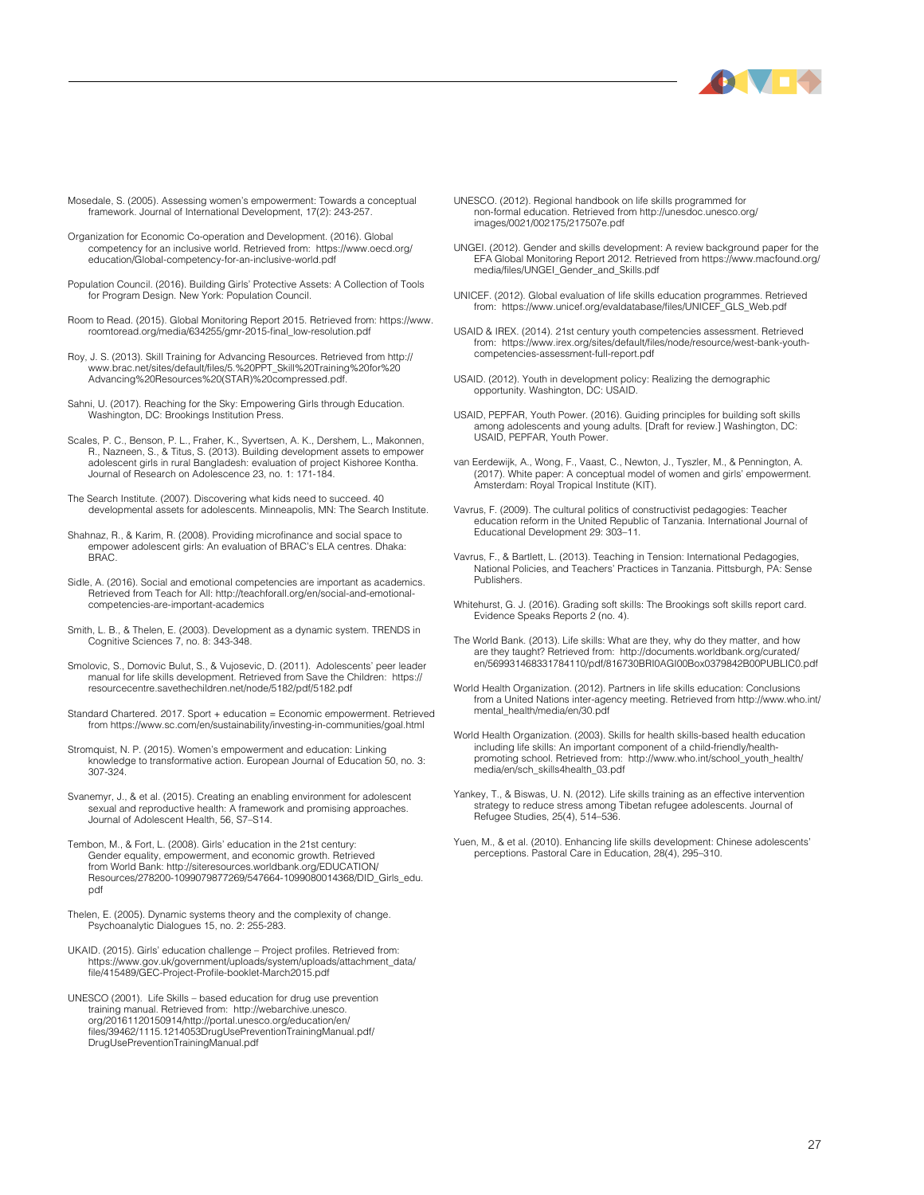Mosedale, S. (2005). Assessing women's empowerment: Towards a conceptual framework. Journal of International Development, 17(2): 243-257.

Organization for Economic Co-operation and Development. (2016). Global competency for an inclusive world. Retrieved from: https://www.oecd.org/education/Global-competency-for-an-inclusive-world.pdf

Population Council. (2016). Building Girls' Protective Assets: A Collection of Tools for Program Design. New York: Population Council.

Room to Read. (2015). Global Monitoring Report 2015. Retrieved from: https://www.roomtoread.org/media/634255/gmr-2015-final_low-resolution.pdf

Roy, J. S. (2013). Skill Training for Advancing Resources. Retrieved from http://www.brac.net/sites/default/files/5.%20PPT_Skill%20Training%20for%20Advancing%20Resources%20(STAR)%20compressed.pdf.

Sahni, U. (2017). Reaching for the Sky: Empowering Girls through Education. Washington, DC: Brookings Institution Press.

Scales, P. C., Benson, P. L., Fraher, K., Syvertsen, A. K., Dershem, L., Makonnen, R., Nazneen, S., & Titus, S. (2013). Building development assets to empower adolescent girls in rural Bangladesh: evaluation of project Kishoree Kontha. Journal of Research on Adolescence 23, no. 1: 171-184.

The Search Institute. (2007). Discovering what kids need to succeed. 40 developmental assets for adolescents. Minneapolis, MN: The Search Institute.

Shahnaz, R., & Karim, R. (2008). Providing microfinance and social space to empower adolescent girls: An evaluation of BRAC's ELA centres. Dhaka: BRAC.

Sidle, A. (2016). Social and emotional competencies are important as academics. Retrieved from Teach for All: http://teachforall.org/en/social-and-emotional-competencies-are-important-academics

Smith, L. B., & Thelen, E. (2003). Development as a dynamic system. TRENDS in Cognitive Sciences 7, no. 8: 343-348.

Smolovic, S., Domovic Bulut, S., & Vujosevic, D. (2011). Adolescents' peer leader manual for life skills development. Retrieved from Save the Children: https://resourcecentre.savethechildren.net/node/5182/pdf/5182.pdf

Standard Chartered. 2017. Sport + education = Economic empowerment. Retrieved from https://www.sc.com/en/sustainability/investing-in-communities/goal.html

Stromquist, N. P. (2015). Women's empowerment and education: Linking knowledge to transformative action. European Journal of Education 50, no. 3: 307-324.

Svanemyr, J., & et al. (2015). Creating an enabling environment for adolescent sexual and reproductive health: A framework and promising approaches. Journal of Adolescent Health, 56, S7–S14.

Tembon, M., & Fort, L. (2008). Girls' education in the 21st century: Gender equality, empowerment, and economic growth. Retrieved from World Bank: http://siteresources.worldbank.org/EDUCATION/Resources/278200-1099079877269/547664-1099080014368/DID_Girls_edu.pdf

Thelen, E. (2005). Dynamic systems theory and the complexity of change. Psychoanalytic Dialogues 15, no. 2: 255-283.

UKAID. (2015). Girls' education challenge – Project profiles. Retrieved from: https://www.gov.uk/government/uploads/system/uploads/attachment_data/file/415489/GEC-Project-Profile-booklet-March2015.pdf

UNESCO (2001). Life Skills – based education for drug use prevention training manual. Retrieved from: http://webarchive.unesco.org/20161120150914/http://portal.unesco.org/education/en/files/39462/1115.1214053DrugUsePreventionTrainingManual.pdf/DrugUsePreventionTrainingManual.pdf

UNESCO. (2012). Regional handbook on life skills programmed for non-formal education. Retrieved from http://unesdoc.unesco.org/images/0021/002175/217507e.pdf

UNGEI. (2012). Gender and skills development: A review background paper for the EFA Global Monitoring Report 2012. Retrieved from https://www.macfound.org/media/files/UNGEI_Gender_and_Skills.pdf

UNICEF. (2012). Global evaluation of life skills education programmes. Retrieved from: https://www.unicef.org/evaldatabase/files/UNICEF_GLS_Web.pdf

USAID & IREX. (2014). 21st century youth competencies assessment. Retrieved from: https://www.irex.org/sites/default/files/node/resource/west-bank-youth-competencies-assessment-full-report.pdf

USAID. (2012). Youth in development policy: Realizing the demographic opportunity. Washington, DC: USAID.

USAID, PEPFAR, Youth Power. (2016). Guiding principles for building soft skills among adolescents and young adults. [Draft for review.] Washington, DC: USAID, PEPFAR, Youth Power.

van Eerdewijk, A., Wong, F., Vaast, C., Newton, J., Tyszler, M., & Pennington, A. (2017). White paper: A conceptual model of women and girls' empowerment. Amsterdam: Royal Tropical Institute (KIT).

Vavrus, F. (2009). The cultural politics of constructivist pedagogies: Teacher education reform in the United Republic of Tanzania. International Journal of Educational Development 29: 303–11.

Vavrus, F., & Bartlett, L. (2013). Teaching in Tension: International Pedagogies, National Policies, and Teachers' Practices in Tanzania. Pittsburgh, PA: Sense Publishers.

Whitehurst, G. J. (2016). Grading soft skills: The Brookings soft skills report card. Evidence Speaks Reports 2 (no. 4).

The World Bank. (2013). Life skills: What are they, why do they matter, and how are they taught? Retrieved from: http://documents.worldbank.org/curated/en/569931468331784110/pdf/816730BRI0AGI00Box0379842B00PUBLIC0.pdf

World Health Organization. (2012). Partners in life skills education: Conclusions from a United Nations inter-agency meeting. Retrieved from http://www.who.int/mental_health/media/en/30.pdf

World Health Organization. (2003). Skills for health skills-based health education including life skills: An important component of a child-friendly/health-promoting school. Retrieved from: http://www.who.int/school_youth_health/media/en/sch_skills4health_03.pdf

Yankey, T., & Biswas, U. N. (2012). Life skills training as an effective intervention strategy to reduce stress among Tibetan refugee adolescents. Journal of Refugee Studies, 25(4), 514–536.

Yuen, M., & et al. (2010). Enhancing life skills development: Chinese adolescents' perceptions. Pastoral Care in Education, 28(4), 295–310.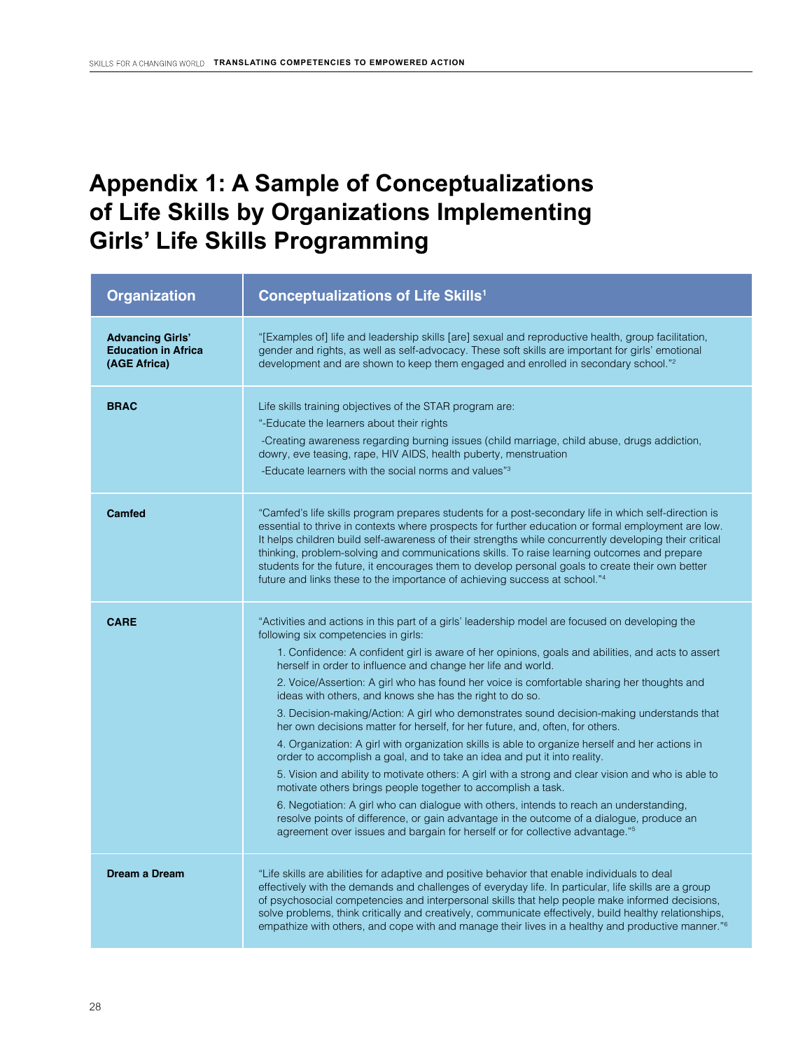# Appendix 1: A Sample of Conceptualizations of Life Skills by Organizations Implementing Girls' Life Skills Programming

| Organization | Conceptualizations of Life Skills[1] |
| --- | --- |
| **Advancing Girls' Education in Africa (AGE Africa)** | "[Examples of] life and leadership skills [are] sexual and reproductive health, group facilitation, gender and rights, as well as self-advocacy. These soft skills are important for girls' emotional development and are shown to keep them engaged and enrolled in secondary school."[2] |
| **BRAC** | Life skills training objectives of the STAR program are:<br>"-Educate the learners about their rights<br>-Creating awareness regarding burning issues (child marriage, child abuse, drugs addiction, dowry, eve teasing, rape, HIV AIDS, health puberty, menstruation<br>-Educate learners with the social norms and values"[3] |
| **Camfed** | "Camfed's life skills program prepares students for a post-secondary life in which self-direction is essential to thrive in contexts where prospects for further education or formal employment are low. It helps children build self-awareness of their strengths while concurrently developing their critical thinking, problem-solving and communications skills. To raise learning outcomes and prepare students for the future, it encourages them to develop personal goals to create their own better future and links these to the importance of achieving success at school."[4] |
| **CARE** | "Activities and actions in this part of a girls' leadership model are focused on developing the following six competencies in girls:<br>1. Confidence: A confident girl is aware of her opinions, goals and abilities, and acts to assert herself in order to influence and change her life and world.<br>2. Voice/Assertion: A girl who has found her voice is comfortable sharing her thoughts and ideas with others, and knows she has the right to do so.<br>3. Decision-making/Action: A girl who demonstrates sound decision-making understands that her own decisions matter for herself, for her future, and, often, for others.<br>4. Organization: A girl with organization skills is able to organize herself and her actions in order to accomplish a goal, and to take an idea and put it into reality.<br>5. Vision and ability to motivate others: A girl with a strong and clear vision and who is able to motivate others brings people together to accomplish a task.<br>6. Negotiation: A girl who can dialogue with others, intends to reach an understanding, resolve points of difference, or gain advantage in the outcome of a dialogue, produce an agreement over issues and bargain for herself or for collective advantage."[5] |
| **Dream a Dream** | "Life skills are abilities for adaptive and positive behavior that enable individuals to deal effectively with the demands and challenges of everyday life. In particular, life skills are a group of psychosocial competencies and interpersonal skills that help people make informed decisions, solve problems, think critically and creatively, communicate effectively, build healthy relationships, empathize with others, and cope with and manage their lives in a healthy and productive manner."[6] |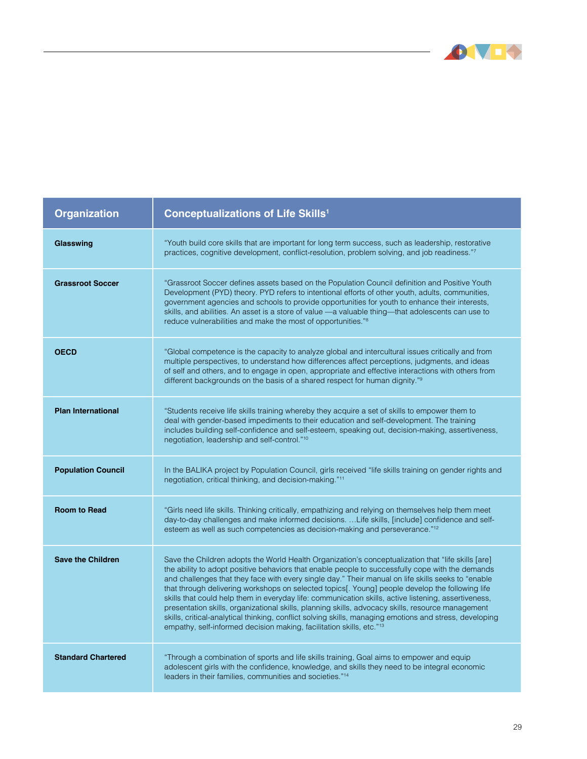| Organization | Conceptualizations of Life Skills[1] |
|---|---|
| **Glasswing** | "Youth build core skills that are important for long term success, such as leadership, restorative practices, cognitive development, conflict-resolution, problem solving, and job readiness."[7] |
| **Grassroot Soccer** | "Grassroot Soccer defines assets based on the Population Council definition and Positive Youth Development (PYD) theory. PYD refers to intentional efforts of other youth, adults, communities, government agencies and schools to provide opportunities for youth to enhance their interests, skills, and abilities. An asset is a store of value —a valuable thing—that adolescents can use to reduce vulnerabilities and make the most of opportunities."[8] |
| **OECD** | "Global competence is the capacity to analyze global and intercultural issues critically and from multiple perspectives, to understand how differences affect perceptions, judgments, and ideas of self and others, and to engage in open, appropriate and effective interactions with others from different backgrounds on the basis of a shared respect for human dignity."[9] |
| **Plan International** | "Students receive life skills training whereby they acquire a set of skills to empower them to deal with gender-based impediments to their education and self-development. The training includes building self-confidence and self-esteem, speaking out, decision-making, assertiveness, negotiation, leadership and self-control."[10] |
| **Population Council** | In the BALIKA project by Population Council, girls received "life skills training on gender rights and negotiation, critical thinking, and decision-making."[11] |
| **Room to Read** | "Girls need life skills. Thinking critically, empathizing and relying on themselves help them meet day-to-day challenges and make informed decisions. …Life skills, [include] confidence and self-esteem as well as such competencies as decision-making and perseverance."[12] |
| **Save the Children** | Save the Children adopts the World Health Organization's conceptualization that "life skills [are] the ability to adopt positive behaviors that enable people to successfully cope with the demands and challenges that they face with every single day." Their manual on life skills seeks to "enable that through delivering workshops on selected topics[. Young] people develop the following life skills that could help them in everyday life: communication skills, active listening, assertiveness, presentation skills, organizational skills, planning skills, advocacy skills, resource management skills, critical-analytical thinking, conflict solving skills, managing emotions and stress, developing empathy, self-informed decision making, facilitation skills, etc."[13] |
| **Standard Chartered** | "Through a combination of sports and life skills training, Goal aims to empower and equip adolescent girls with the confidence, knowledge, and skills they need to be integral economic leaders in their families, communities and societies."[14] |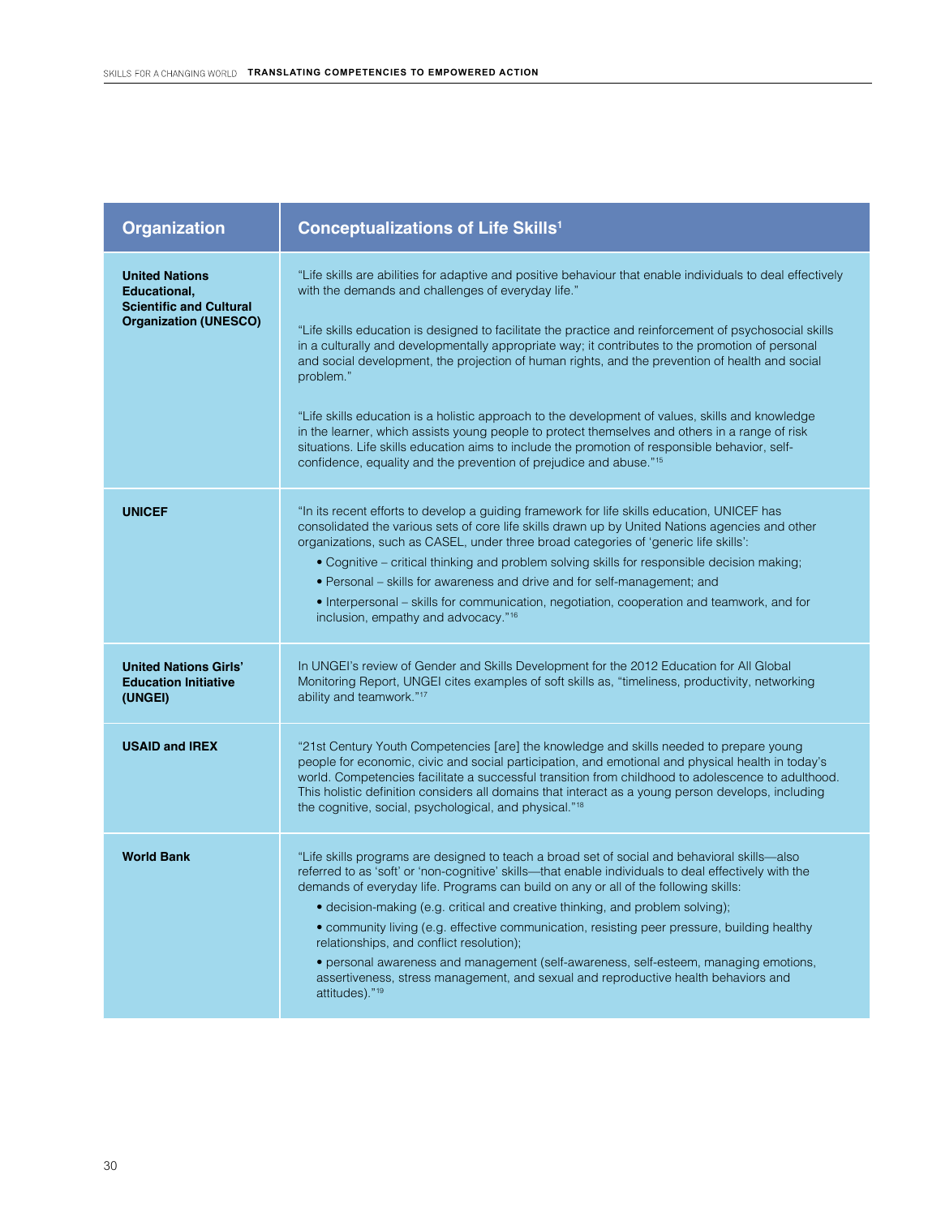| Organization | Conceptualizations of Life Skills[1] |
|---|---|
| **United Nations Educational, Scientific and Cultural Organization (UNESCO)** | "Life skills are abilities for adaptive and positive behaviour that enable individuals to deal effectively with the demands and challenges of everyday life."<br><br>"Life skills education is designed to facilitate the practice and reinforcement of psychosocial skills in a culturally and developmentally appropriate way; it contributes to the promotion of personal and social development, the projection of human rights, and the prevention of health and social problem."<br><br>"Life skills education is a holistic approach to the development of values, skills and knowledge in the learner, which assists young people to protect themselves and others in a range of risk situations. Life skills education aims to include the promotion of responsible behavior, self-confidence, equality and the prevention of prejudice and abuse."[15] |
| **UNICEF** | "In its recent efforts to develop a guiding framework for life skills education, UNICEF has consolidated the various sets of core life skills drawn up by United Nations agencies and other organizations, such as CASEL, under three broad categories of 'generic life skills':<br>• Cognitive – critical thinking and problem solving skills for responsible decision making;<br>• Personal – skills for awareness and drive and for self-management; and<br>• Interpersonal – skills for communication, negotiation, cooperation and teamwork, and for inclusion, empathy and advocacy."[16] |
| **United Nations Girls' Education Initiative (UNGEI)** | In UNGEI's review of Gender and Skills Development for the 2012 Education for All Global Monitoring Report, UNGEI cites examples of soft skills as, "timeliness, productivity, networking ability and teamwork."[17] |
| **USAID and IREX** | "21st Century Youth Competencies [are] the knowledge and skills needed to prepare young people for economic, civic and social participation, and emotional and physical health in today's world. Competencies facilitate a successful transition from childhood to adolescence to adulthood. This holistic definition considers all domains that interact as a young person develops, including the cognitive, social, psychological, and physical."[18] |
| **World Bank** | "Life skills programs are designed to teach a broad set of social and behavioral skills—also referred to as 'soft' or 'non-cognitive' skills—that enable individuals to deal effectively with the demands of everyday life. Programs can build on any or all of the following skills:<br>• decision-making (e.g. critical and creative thinking, and problem solving);<br>• community living (e.g. effective communication, resisting peer pressure, building healthy relationships, and conflict resolution);<br>• personal awareness and management (self-awareness, self-esteem, managing emotions, assertiveness, stress management, and sexual and reproductive health behaviors and attitudes)."[19] |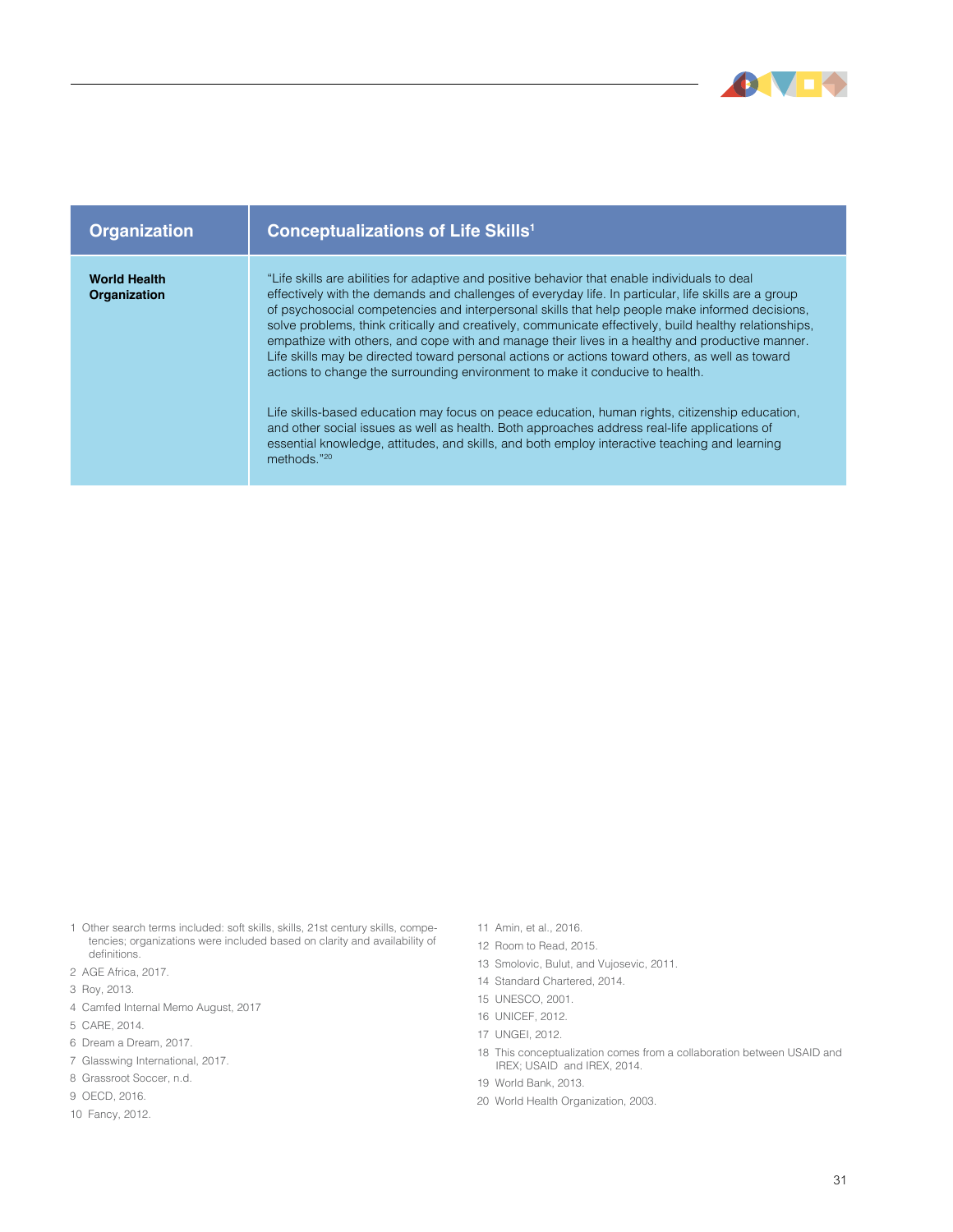| Organization | Conceptualizations of Life Skills[1] |
| --- | --- |
| **World Health Organization** | "Life skills are abilities for adaptive and positive behavior that enable individuals to deal effectively with the demands and challenges of everyday life. In particular, life skills are a group of psychosocial competencies and interpersonal skills that help people make informed decisions, solve problems, think critically and creatively, communicate effectively, build healthy relationships, empathize with others, and cope with and manage their lives in a healthy and productive manner. Life skills may be directed toward personal actions or actions toward others, as well as toward actions to change the surrounding environment to make it conducive to health.<br><br>Life skills-based education may focus on peace education, human rights, citizenship education, and other social issues as well as health. Both approaches address real-life applications of essential knowledge, attitudes, and skills, and both employ interactive teaching and learning methods."[20] |

1 Other search terms included: soft skills, skills, 21st century skills, competencies; organizations were included based on clarity and availability of definitions.

2 AGE Africa, 2017.

3 Roy, 2013.

4 Camfed Internal Memo August, 2017

5 CARE, 2014.

6 Dream a Dream, 2017.

7 Glasswing International, 2017.

8 Grassroot Soccer, n.d.

9 OECD, 2016.

10 Fancy, 2012.

11 Amin, et al., 2016.

12 Room to Read, 2015.

13 Smolovic, Bulut, and Vujosevic, 2011.

14 Standard Chartered, 2014.

15 UNESCO, 2001.

16 UNICEF, 2012.

17 UNGEI, 2012.

18 This conceptualization comes from a collaboration between USAID and IREX; USAID and IREX, 2014.

19 World Bank, 2013.

20 World Health Organization, 2003.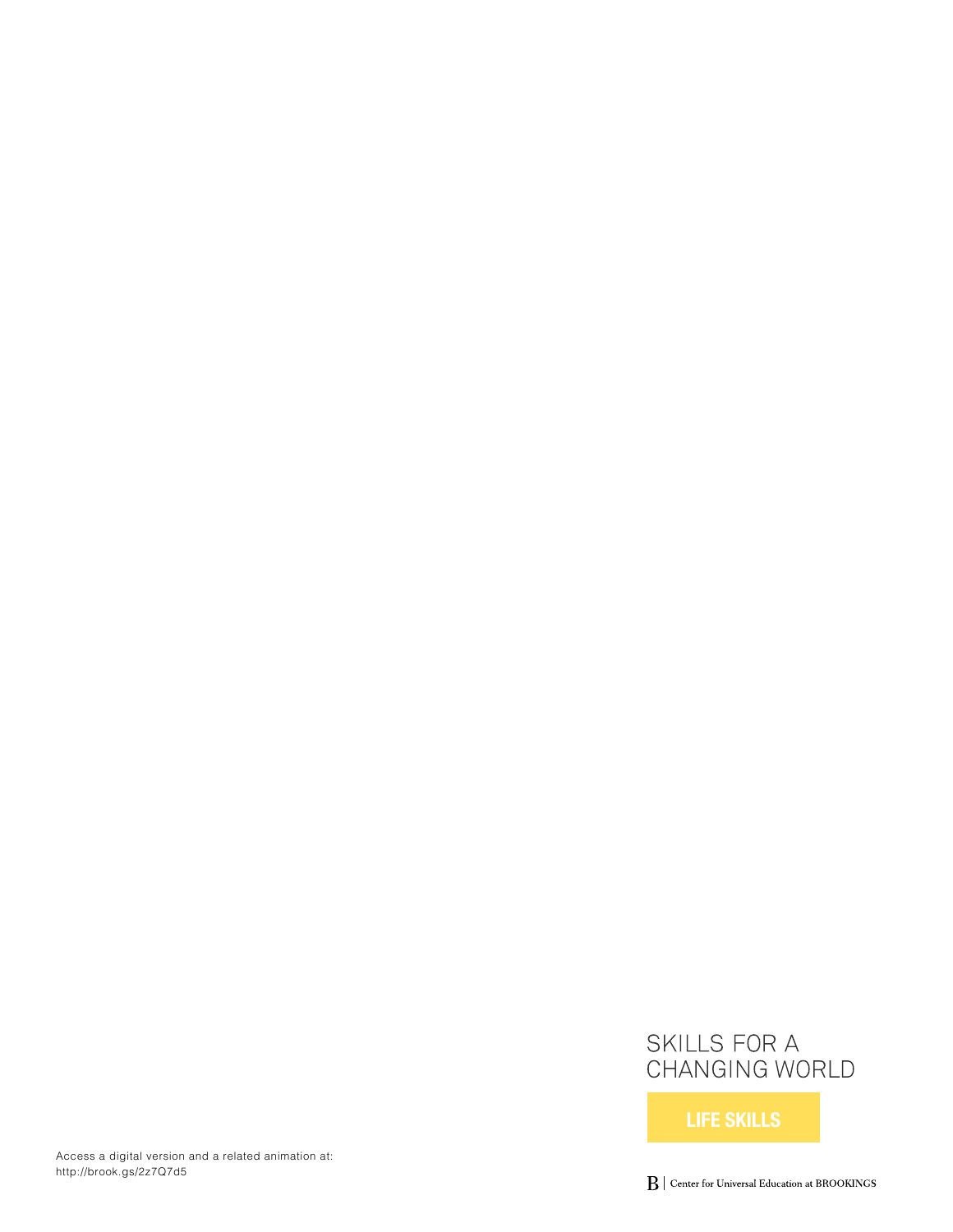SKILLS FOR A CHANGING WORLD

**LIFE SKILLS**

Access a digital version and a related animation at:
http://brook.gs/2z7Q7d5

B | Center for Universal Education at BROOKINGS